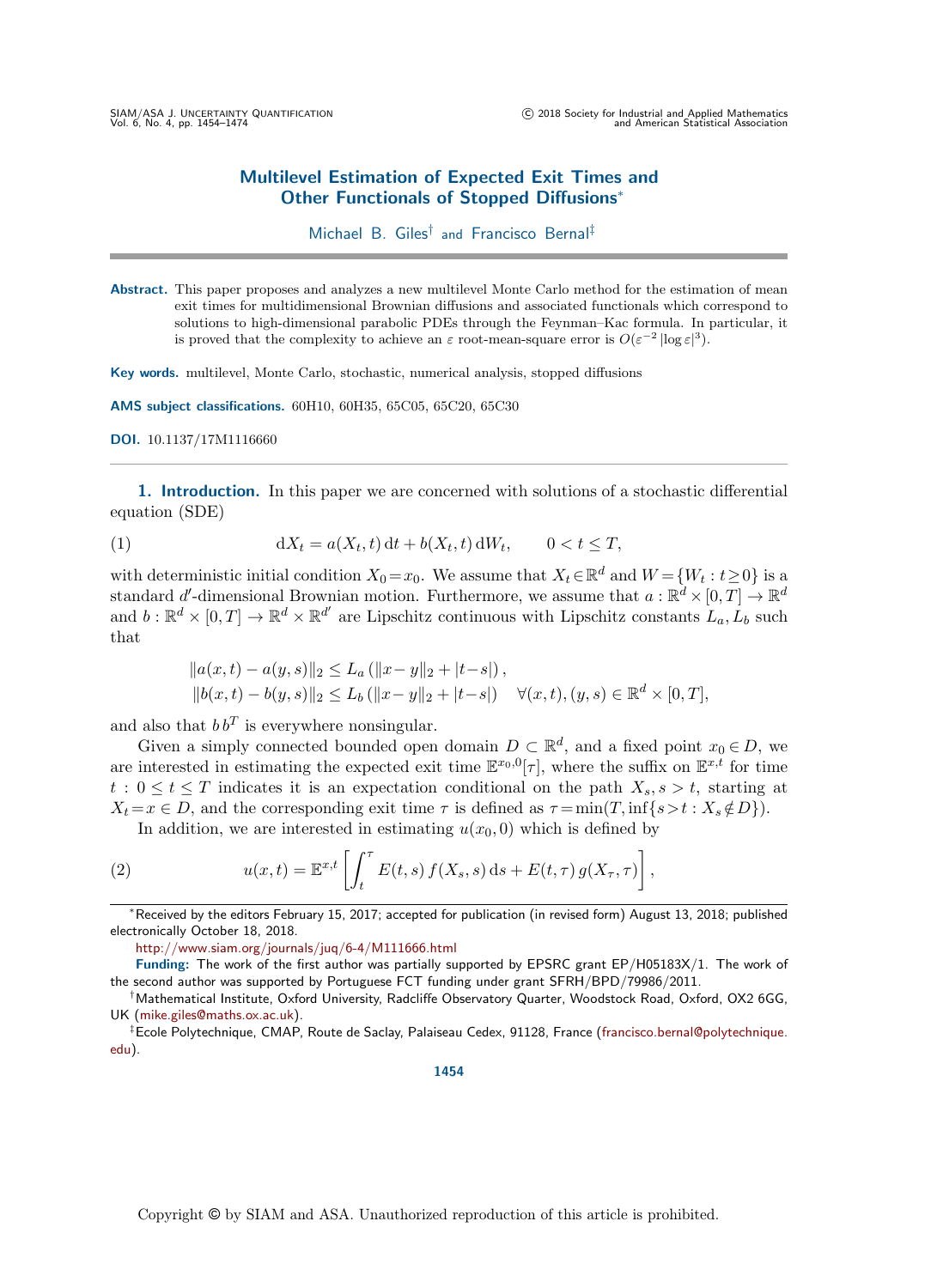# Multilevel Estimation of Expected Exit Times and Other Functionals of Stopped Diffusions*

Michael B. Giles[†] and Francisco Bernal[‡]

**Abstract.** This paper proposes and analyzes a new multilevel Monte Carlo method for the estimation of mean exit times for multidimensional Brownian diffusions and associated functionals which correspond to solutions to high-dimensional parabolic PDEs through the Feynman–Kac formula. In particular, it is proved that the complexity to achieve an $\varepsilon$ root-mean-square error is $O(\varepsilon^{-2}\,|\log\varepsilon|^3)$.

**Key words.** multilevel, Monte Carlo, stochastic, numerical analysis, stopped diffusions

**AMS subject classifications.** 60H10, 60H35, 65C05, 65C20, 65C30

**DOI.** 10.1137/17M1116660

## 1. Introduction.

In this paper we are concerned with solutions of a stochastic differential equation (SDE)

$$\mathrm{d}X_t = a(X_t,t)\,\mathrm{d}t + b(X_t,t)\,\mathrm{d}W_t, \qquad 0<t\leq T, \tag{1}$$

with deterministic initial condition $X_0 = x_0$. We assume that $X_t \in \mathbb{R}^d$ and $W = \{W_t : t \geq 0\}$ is a standard $d'$-dimensional Brownian motion. Furthermore, we assume that $a : \mathbb{R}^d \times [0,T] \to \mathbb{R}^d$ and $b : \mathbb{R}^d \times [0,T] \to \mathbb{R}^d \times \mathbb{R}^{d'}$ are Lipschitz continuous with Lipschitz constants $L_a, L_b$ such that

$$\begin{aligned}
&\|a(x,t) - a(y,s)\|_2 \leq L_a\left(\|x-y\|_2 + |t-s|\right),\\
&\|b(x,t) - b(y,s)\|_2 \leq L_b\left(\|x-y\|_2 + |t-s|\right) \quad \forall (x,t),(y,s) \in \mathbb{R}^d \times [0,T],
\end{aligned}$$

and also that $b\,b^T$ is everywhere nonsingular.

Given a simply connected bounded open domain $D \subset \mathbb{R}^d$, and a fixed point $x_0 \in D$, we are interested in estimating the expected exit time $\mathbb{E}^{x_0,0}[\tau]$, where the suffix on $\mathbb{E}^{x,t}$ for time $t : 0 \leq t \leq T$ indicates it is an expectation conditional on the path $X_s, s>t$, starting at $X_t = x \in D$, and the corresponding exit time $\tau$ is defined as $\tau = \min(T, \inf\{s > t : X_s \notin D\})$.

In addition, we are interested in estimating $u(x_0, 0)$ which is defined by

$$u(x,t) = \mathbb{E}^{x,t}\left[\int_t^\tau E(t,s)\,f(X_s,s)\,\mathrm{d}s + E(t,\tau)\,g(X_\tau,\tau)\right], \tag{2}$$

*Received by the editors February 15, 2017; accepted for publication (in revised form) August 13, 2018; published electronically October 18, 2018.

http://www.siam.org/journals/juq/6-4/M111666.html

**Funding:** The work of the first author was partially supported by EPSRC grant EP/H05183X/1. The work of the second author was supported by Portuguese FCT funding under grant SFRH/BPD/79986/2011.

[†]Mathematical Institute, Oxford University, Radcliffe Observatory Quarter, Woodstock Road, Oxford, OX2 6GG, UK (mike.giles@maths.ox.ac.uk).

[‡]Ecole Polytechnique, CMAP, Route de Saclay, Palaiseau Cedex, 91128, France (francisco.bernal@polytechnique.edu).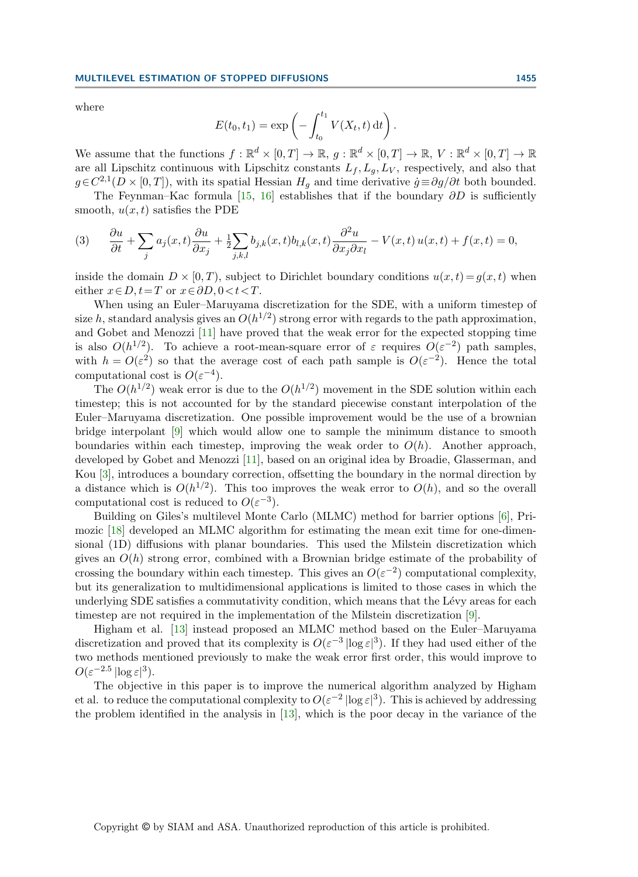where

$$E(t_0, t_1) = \exp\left( -\int_{t_0}^{t_1} V(X_t, t)\, \mathrm{d}t \right).$$

We assume that the functions $f : \mathbb{R}^d \times [0,T] \to \mathbb{R}$, $g : \mathbb{R}^d \times [0,T] \to \mathbb{R}$, $V : \mathbb{R}^d \times [0,T] \to \mathbb{R}$ are all Lipschitz continuous with Lipschitz constants $L_f, L_g, L_V$, respectively, and also that $g \in C^{2,1}(D \times [0,T])$, with its spatial Hessian $H_g$ and time derivative $\dot{g} \equiv \partial g / \partial t$ both bounded.

The Feynman–Kac formula [15, 16] establishes that if the boundary $\partial D$ is sufficiently smooth, $u(x,t)$ satisfies the PDE

$$\frac{\partial u}{\partial t} + \sum_j a_j(x,t) \frac{\partial u}{\partial x_j} + \tfrac{1}{2} \sum_{j,k,l} b_{j,k}(x,t) b_{l,k}(x,t) \frac{\partial^2 u}{\partial x_j \partial x_l} - V(x,t)\, u(x,t) + f(x,t) = 0, \tag{3}$$

inside the domain $D \times [0,T)$, subject to Dirichlet boundary conditions $u(x,t) = g(x,t)$ when either $x \in D, t = T$ or $x \in \partial D, 0 < t < T$.

When using an Euler–Maruyama discretization for the SDE, with a uniform timestep of size $h$, standard analysis gives an $O(h^{1/2})$ strong error with regards to the path approximation, and Gobet and Menozzi [11] have proved that the weak error for the expected stopping time is also $O(h^{1/2})$. To achieve a root-mean-square error of $\varepsilon$ requires $O(\varepsilon^{-2})$ path samples, with $h = O(\varepsilon^2)$ so that the average cost of each path sample is $O(\varepsilon^{-2})$. Hence the total computational cost is $O(\varepsilon^{-4})$.

The $O(h^{1/2})$ weak error is due to the $O(h^{1/2})$ movement in the SDE solution within each timestep; this is not accounted for by the standard piecewise constant interpolation of the Euler–Maruyama discretization. One possible improvement would be the use of a brownian bridge interpolant [9] which would allow one to sample the minimum distance to smooth boundaries within each timestep, improving the weak order to $O(h)$. Another approach, developed by Gobet and Menozzi [11], based on an original idea by Broadie, Glasserman, and Kou [3], introduces a boundary correction, offsetting the boundary in the normal direction by a distance which is $O(h^{1/2})$. This too improves the weak error to $O(h)$, and so the overall computational cost is reduced to $O(\varepsilon^{-3})$.

Building on Giles's multilevel Monte Carlo (MLMC) method for barrier options [6], Primozic [18] developed an MLMC algorithm for estimating the mean exit time for one-dimensional (1D) diffusions with planar boundaries. This used the Milstein discretization which gives an $O(h)$ strong error, combined with a Brownian bridge estimate of the probability of crossing the boundary within each timestep. This gives an $O(\varepsilon^{-2})$ computational complexity, but its generalization to multidimensional applications is limited to those cases in which the underlying SDE satisfies a commutativity condition, which means that the Lévy areas for each timestep are not required in the implementation of the Milstein discretization [9].

Higham et al. [13] instead proposed an MLMC method based on the Euler–Maruyama discretization and proved that its complexity is $O(\varepsilon^{-3} |\log \varepsilon|^3)$. If they had used either of the two methods mentioned previously to make the weak error first order, this would improve to $O(\varepsilon^{-2.5} |\log \varepsilon|^3)$.

The objective in this paper is to improve the numerical algorithm analyzed by Higham et al. to reduce the computational complexity to $O(\varepsilon^{-2} |\log \varepsilon|^3)$. This is achieved by addressing the problem identified in the analysis in [13], which is the poor decay in the variance of the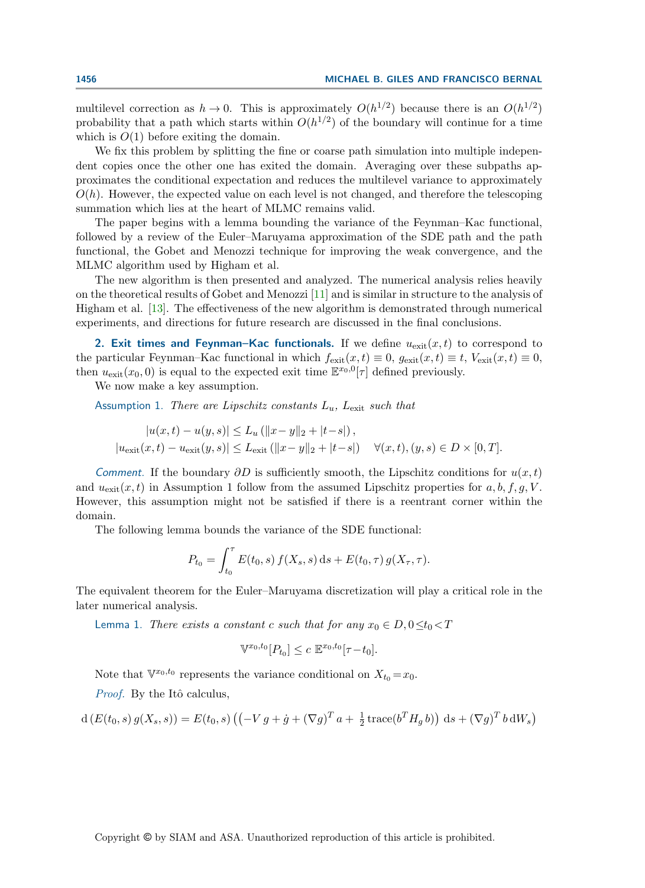multilevel correction as $h \to 0$. This is approximately $O(h^{1/2})$ because there is an $O(h^{1/2})$ probability that a path which starts within $O(h^{1/2})$ of the boundary will continue for a time which is $O(1)$ before exiting the domain.

We fix this problem by splitting the fine or coarse path simulation into multiple independent copies once the other one has exited the domain. Averaging over these subpaths approximates the conditional expectation and reduces the multilevel variance to approximately $O(h)$. However, the expected value on each level is not changed, and therefore the telescoping summation which lies at the heart of MLMC remains valid.

The paper begins with a lemma bounding the variance of the Feynman–Kac functional, followed by a review of the Euler–Maruyama approximation of the SDE path and the path functional, the Gobet and Menozzi technique for improving the weak convergence, and the MLMC algorithm used by Higham et al.

The new algorithm is then presented and analyzed. The numerical analysis relies heavily on the theoretical results of Gobet and Menozzi [11] and is similar in structure to the analysis of Higham et al. [13]. The effectiveness of the new algorithm is demonstrated through numerical experiments, and directions for future research are discussed in the final conclusions.

## 2. Exit times and Feynman–Kac functionals.

If we define $u_{\text{exit}}(x,t)$ to correspond to the particular Feynman–Kac functional in which $f_{\text{exit}}(x,t) \equiv 0$, $g_{\text{exit}}(x,t) \equiv t$, $V_{\text{exit}}(x,t) \equiv 0$, then $u_{\text{exit}}(x_0, 0)$ is equal to the expected exit time $\mathbb{E}^{x_0,0}[\tau]$ defined previously.

We now make a key assumption.

Assumption 1. *There are Lipschitz constants $L_u$, $L_{\text{exit}}$ such that*

$$
\begin{aligned}
|u(x,t) - u(y,s)| &\le L_u \left( \|x - y\|_2 + |t - s| \right), \\
|u_{\text{exit}}(x,t) - u_{\text{exit}}(y,s)| &\le L_{\text{exit}} \left( \|x - y\|_2 + |t - s| \right) \quad \forall (x,t), (y,s) \in D \times [0,T].
\end{aligned}
$$

*Comment.* If the boundary $\partial D$ is sufficiently smooth, the Lipschitz conditions for $u(x,t)$ and $u_{\text{exit}}(x,t)$ in Assumption 1 follow from the assumed Lipschitz properties for $a, b, f, g, V$. However, this assumption might not be satisfied if there is a reentrant corner within the domain.

The following lemma bounds the variance of the SDE functional:

$$
P_{t_0} = \int_{t_0}^{\tau} E(t_0, s)\, f(X_s, s)\, \mathrm{d}s + E(t_0, \tau)\, g(X_\tau, \tau).
$$

The equivalent theorem for the Euler–Maruyama discretization will play a critical role in the later numerical analysis.

Lemma 1. *There exists a constant $c$ such that for any $x_0 \in D, 0 \le t_0 < T$*

$$
\mathbb{V}^{x_0,t_0}[P_{t_0}] \le c\ \mathbb{E}^{x_0,t_0}[\tau - t_0].
$$

Note that $\mathbb{V}^{x_0,t_0}$ represents the variance conditional on $X_{t_0} = x_0$.

*Proof.* By the Itô calculus,

$$
\mathrm{d}\left( E(t_0,s)\, g(X_s,s) \right) = E(t_0,s) \left( \left( -V\, g + \dot{g} + (\nabla g)^T a + \tfrac{1}{2}\, \mathrm{trace}(b^T H_g\, b) \right) \mathrm{d}s + (\nabla g)^T\, b\, \mathrm{d}W_s \right)
$$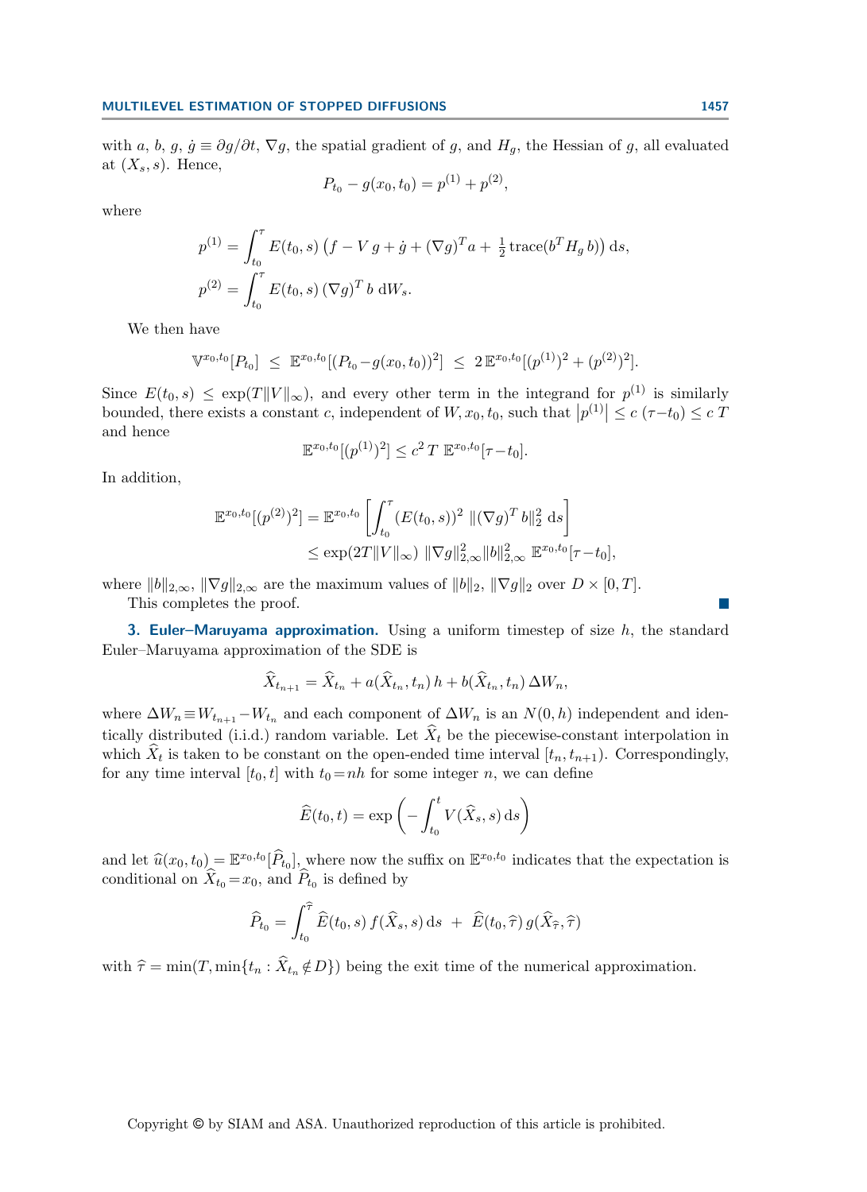with $a$, $b$, $g$, $\dot{g} \equiv \partial g/\partial t$, $\nabla g$, the spatial gradient of $g$, and $H_g$, the Hessian of $g$, all evaluated at $(X_s, s)$. Hence,

$$P_{t_0} - g(x_0, t_0) = p^{(1)} + p^{(2)},$$

where

$$p^{(1)} = \int_{t_0}^{\tau} E(t_0, s) \left( f - V\, g + \dot{g} + (\nabla g)^T a + \tfrac{1}{2}\, \mathrm{trace}(b^T H_g\, b) \right) \mathrm{d}s,$$

$$p^{(2)} = \int_{t_0}^{\tau} E(t_0, s)\, (\nabla g)^T\, b\ \mathrm{d}W_s.$$

We then have

$$\mathbb{V}^{x_0,t_0}[P_{t_0}] \ \le\ \mathbb{E}^{x_0,t_0}[(P_{t_0} - g(x_0,t_0))^2] \ \le\ 2\, \mathbb{E}^{x_0,t_0}[(p^{(1)})^2 + (p^{(2)})^2].$$

Since $E(t_0,s) \le \exp(T\|V\|_\infty)$, and every other term in the integrand for $p^{(1)}$ is similarly bounded, there exists a constant $c$, independent of $W, x_0, t_0$, such that $\left|p^{(1)}\right| \le c\,(\tau - t_0) \le c\,T$ and hence

$$\mathbb{E}^{x_0,t_0}[(p^{(1)})^2] \le c^2\, T\ \mathbb{E}^{x_0,t_0}[\tau - t_0].$$

In addition,

$$\begin{aligned}
\mathbb{E}^{x_0,t_0}[(p^{(2)})^2] &= \mathbb{E}^{x_0,t_0}\left[ \int_{t_0}^{\tau} (E(t_0,s))^2\ \|(\nabla g)^T b\|_2^2\ \mathrm{d}s \right] \\
&\le \exp(2T\|V\|_\infty)\ \|\nabla g\|_{2,\infty}^2 \|b\|_{2,\infty}^2\ \mathbb{E}^{x_0,t_0}[\tau - t_0],
\end{aligned}$$

where $\|b\|_{2,\infty}$, $\|\nabla g\|_{2,\infty}$ are the maximum values of $\|b\|_2$, $\|\nabla g\|_2$ over $D \times [0,T]$.
This completes the proof. ∎

## 3. Euler–Maruyama approximation.

Using a uniform timestep of size $h$, the standard Euler–Maruyama approximation of the SDE is

$$\widehat{X}_{t_{n+1}} = \widehat{X}_{t_n} + a(\widehat{X}_{t_n}, t_n)\, h + b(\widehat{X}_{t_n}, t_n)\, \Delta W_n,$$

where $\Delta W_n \equiv W_{t_{n+1}} - W_{t_n}$ and each component of $\Delta W_n$ is an $N(0,h)$ independent and identically distributed (i.i.d.) random variable. Let $\widehat{X}_t$ be the piecewise-constant interpolation in which $\widehat{X}_t$ is taken to be constant on the open-ended time interval $[t_n, t_{n+1})$. Correspondingly, for any time interval $[t_0, t]$ with $t_0 = nh$ for some integer $n$, we can define

$$\widehat{E}(t_0, t) = \exp\left( - \int_{t_0}^{t} V(\widehat{X}_s, s)\, \mathrm{d}s \right)$$

and let $\widehat{u}(x_0, t_0) = \mathbb{E}^{x_0,t_0}[\widehat{P}_{t_0}]$, where now the suffix on $\mathbb{E}^{x_0,t_0}$ indicates that the expectation is conditional on $\widehat{X}_{t_0} = x_0$, and $\widehat{P}_{t_0}$ is defined by

$$\widehat{P}_{t_0} = \int_{t_0}^{\widehat{\tau}} \widehat{E}(t_0, s)\, f(\widehat{X}_s, s)\, \mathrm{d}s \ +\ \widehat{E}(t_0, \widehat{\tau})\, g(\widehat{X}_{\widehat{\tau}}, \widehat{\tau})$$

with $\widehat{\tau} = \min(T, \min\{t_n : \widehat{X}_{t_n} \notin D\})$ being the exit time of the numerical approximation.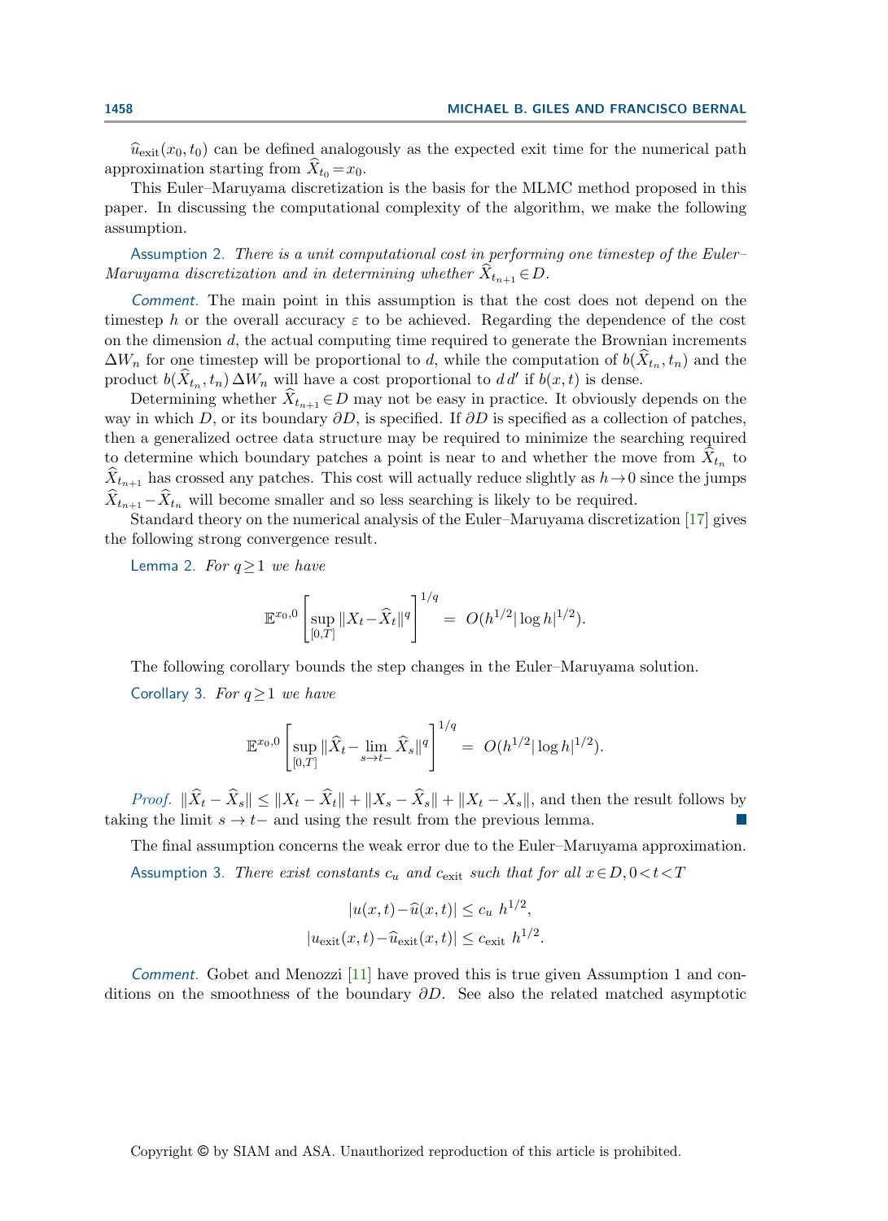$\widehat{u}_{\rm exit}(x_0,t_0)$ can be defined analogously as the expected exit time for the numerical path approximation starting from $\widehat{X}_{t_0}\!=\!x_0$.

This Euler–Maruyama discretization is the basis for the MLMC method proposed in this paper. In discussing the computational complexity of the algorithm, we make the following assumption.

Assumption 2. *There is a unit computational cost in performing one timestep of the Euler–Maruyama discretization and in determining whether $\widehat{X}_{t_{n+1}}\!\in\! D$.*

*Comment.* The main point in this assumption is that the cost does not depend on the timestep $h$ or the overall accuracy $\varepsilon$ to be achieved. Regarding the dependence of the cost on the dimension $d$, the actual computing time required to generate the Brownian increments $\Delta W_n$ for one timestep will be proportional to $d$, while the computation of $b(\widehat{X}_{t_n},t_n)$ and the product $b(\widehat{X}_{t_n},t_n)\,\Delta W_n$ will have a cost proportional to $d\,d'$ if $b(x,t)$ is dense.

Determining whether $\widehat{X}_{t_{n+1}}\!\in\! D$ may not be easy in practice. It obviously depends on the way in which $D$, or its boundary $\partial D$, is specified. If $\partial D$ is specified as a collection of patches, then a generalized octree data structure may be required to minimize the searching required to determine which boundary patches a point is near to and whether the move from $\widehat{X}_{t_n}$ to $\widehat{X}_{t_{n+1}}$ has crossed any patches. This cost will actually reduce slightly as $h\!\to\!0$ since the jumps $\widehat{X}_{t_{n+1}}\!-\!\widehat{X}_{t_n}$ will become smaller and so less searching is likely to be required.

Standard theory on the numerical analysis of the Euler–Maruyama discretization [17] gives the following strong convergence result.

Lemma 2. *For $q\!\geq\!1$ we have*

$$\mathbb{E}^{x_0,0}\left[\sup_{[0,T]}\|X_t\!-\!\widehat{X}_t\|^q\right]^{1/q} \;=\; O(h^{1/2}|\log h|^{1/2}).$$

The following corollary bounds the step changes in the Euler–Maruyama solution.

Corollary 3. *For $q\!\geq\!1$ we have*

$$\mathbb{E}^{x_0,0}\left[\sup_{[0,T]}\|\widehat{X}_t\!-\lim_{s\to t-}\widehat{X}_s\|^q\right]^{1/q} \;=\; O(h^{1/2}|\log h|^{1/2}).$$

*Proof.* $\|\widehat{X}_t-\widehat{X}_s\| \leq \|X_t-\widehat{X}_t\| + \|X_s-\widehat{X}_s\| + \|X_t-X_s\|$, and then the result follows by taking the limit $s\to t-$ and using the result from the previous lemma. ∎

The final assumption concerns the weak error due to the Euler–Maruyama approximation.

Assumption 3. *There exist constants $c_u$ and $c_{\rm exit}$ such that for all $x\!\in\! D, 0\!<\!t\!<\!T$*

$$|u(x,t)\!-\!\widehat{u}(x,t)| \leq c_u\ h^{1/2},$$
$$|u_{\rm exit}(x,t)\!-\!\widehat{u}_{\rm exit}(x,t)| \leq c_{\rm exit}\ h^{1/2}.$$

*Comment.* Gobet and Menozzi [11] have proved this is true given Assumption 1 and conditions on the smoothness of the boundary $\partial D$. See also the related matched asymptotic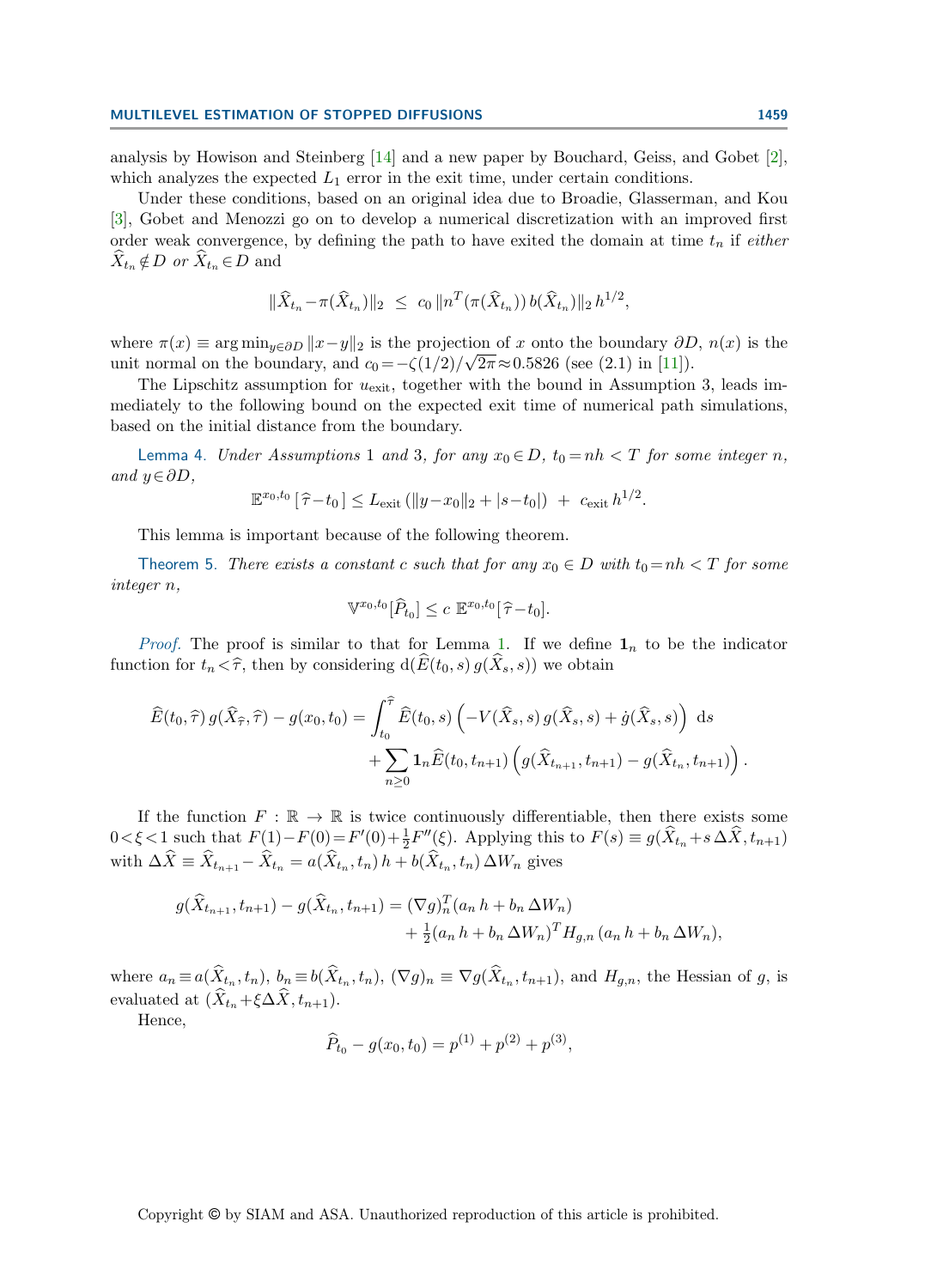analysis by Howison and Steinberg [14] and a new paper by Bouchard, Geiss, and Gobet [2], which analyzes the expected $L_1$ error in the exit time, under certain conditions.

Under these conditions, based on an original idea due to Broadie, Glasserman, and Kou [3], Gobet and Menozzi go on to develop a numerical discretization with an improved first order weak convergence, by defining the path to have exited the domain at time $t_n$ if *either* $\widehat{X}_{t_n} \notin D$ *or* $\widehat{X}_{t_n} \in D$ and

$$\|\widehat{X}_{t_n} - \pi(\widehat{X}_{t_n})\|_2 \ \leq \ c_0 \, \|n^T(\pi(\widehat{X}_{t_n}))\, b(\widehat{X}_{t_n})\|_2 \, h^{1/2},$$

where $\pi(x) \equiv \arg\min_{y \in \partial D} \|x - y\|_2$ is the projection of $x$ onto the boundary $\partial D$, $n(x)$ is the unit normal on the boundary, and $c_0 = -\zeta(1/2)/\sqrt{2\pi} \approx 0.5826$ (see (2.1) in [11]).

The Lipschitz assumption for $u_{\rm exit}$, together with the bound in Assumption 3, leads immediately to the following bound on the expected exit time of numerical path simulations, based on the initial distance from the boundary.

Lemma 4. *Under Assumptions 1 and 3, for any $x_0 \in D$, $t_0 = nh < T$ for some integer $n$, and $y \in \partial D$,*

$$\mathbb{E}^{x_0,t_0}\left[\,\widehat{\tau} - t_0\right] \leq L_{\rm exit}\left(\|y - x_0\|_2 + |s - t_0|\right) \ + \ c_{\rm exit}\, h^{1/2}.$$

This lemma is important because of the following theorem.

Theorem 5. *There exists a constant $c$ such that for any $x_0 \in D$ with $t_0 = nh < T$ for some integer $n$,*

$$\mathbb{V}^{x_0,t_0}[\widehat{P}_{t_0}] \leq c\ \mathbb{E}^{x_0,t_0}[\,\widehat{\tau} - t_0].$$

*Proof.* The proof is similar to that for Lemma 1. If we define $\mathbf{1}_n$ to be the indicator function for $t_n < \widehat{\tau}$, then by considering ${\rm d}(\widehat{E}(t_0,s)\, g(\widehat{X}_s, s))$ we obtain

$$\begin{aligned}\widehat{E}(t_0,\widehat{\tau})\, g(\widehat{X}_{\widehat{\tau}}, \widehat{\tau}) - g(x_0,t_0) = &\int_{t_0}^{\widehat{\tau}} \widehat{E}(t_0,s)\left(-V(\widehat{X}_s,s)\, g(\widehat{X}_s,s) + \dot{g}(\widehat{X}_s,s)\right)\, {\rm d}s \\ &+ \sum_{n\geq 0} \mathbf{1}_n \widehat{E}(t_0,t_{n+1})\left(g(\widehat{X}_{t_{n+1}}, t_{n+1}) - g(\widehat{X}_{t_n}, t_{n+1})\right).\end{aligned}$$

If the function $F : \mathbb{R} \to \mathbb{R}$ is twice continuously differentiable, then there exists some $0 < \xi < 1$ such that $F(1) - F(0) = F'(0) + \frac{1}{2}F''(\xi)$. Applying this to $F(s) \equiv g(\widehat{X}_{t_n} + s\,\Delta\widehat{X}, t_{n+1})$ with $\Delta\widehat{X} \equiv \widehat{X}_{t_{n+1}} - \widehat{X}_{t_n} = a(\widehat{X}_{t_n}, t_n)\, h + b(\widehat{X}_{t_n}, t_n)\, \Delta W_n$ gives

$$\begin{aligned}g(\widehat{X}_{t_{n+1}}, t_{n+1}) - g(\widehat{X}_{t_n}, t_{n+1}) = &(\nabla g)_n^T (a_n\, h + b_n\, \Delta W_n) \\ &+ \tfrac{1}{2}(a_n\, h + b_n\, \Delta W_n)^T H_{g,n}\, (a_n\, h + b_n\, \Delta W_n),\end{aligned}$$

where $a_n \equiv a(\widehat{X}_{t_n}, t_n)$, $b_n \equiv b(\widehat{X}_{t_n}, t_n)$, $(\nabla g)_n \equiv \nabla g(\widehat{X}_{t_n}, t_{n+1})$, and $H_{g,n}$, the Hessian of $g$, is evaluated at $(\widehat{X}_{t_n} + \xi \Delta\widehat{X}, t_{n+1})$.

Hence,

$$\widehat{P}_{t_0} - g(x_0,t_0) = p^{(1)} + p^{(2)} + p^{(3)},$$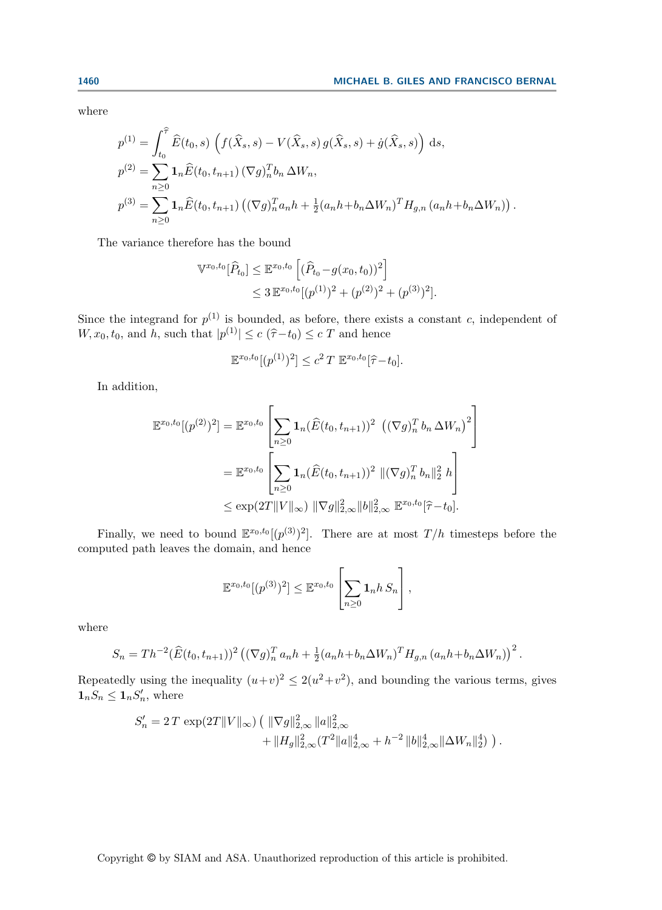where

$$
\begin{aligned}
p^{(1)} &= \int_{t_0}^{\widehat{\tau}} \widehat{E}(t_0,s)\, \left( f(\widehat{X}_s,s) - V(\widehat{X}_s,s)\, g(\widehat{X}_s,s) + \dot{g}(\widehat{X}_s,s) \right) \mathrm{d}s, \\
p^{(2)} &= \sum_{n\geq 0} \mathbf{1}_n \widehat{E}(t_0,t_{n+1})\, (\nabla g)_n^T b_n\, \Delta W_n, \\
p^{(3)} &= \sum_{n\geq 0} \mathbf{1}_n \widehat{E}(t_0,t_{n+1})\, \left( (\nabla g)_n^T a_n h + \tfrac{1}{2}(a_n h + b_n \Delta W_n)^T H_{g,n}\, (a_n h + b_n \Delta W_n) \right).
\end{aligned}
$$

The variance therefore has the bound

$$
\begin{aligned}
\mathbb{V}^{x_0,t_0}[\widehat{P}_{t_0}] &\leq \mathbb{E}^{x_0,t_0}\left[ (\widehat{P}_{t_0} - g(x_0,t_0))^2 \right] \\
&\leq 3\, \mathbb{E}^{x_0,t_0}[(p^{(1)})^2 + (p^{(2)})^2 + (p^{(3)})^2].
\end{aligned}
$$

Since the integrand for $p^{(1)}$ is bounded, as before, there exists a constant $c$, independent of $W, x_0, t_0$, and $h$, such that $|p^{(1)}| \leq c\,(\widehat{\tau} - t_0) \leq c\,T$ and hence

$$
\mathbb{E}^{x_0,t_0}[(p^{(1)})^2] \leq c^2\, T\; \mathbb{E}^{x_0,t_0}[\widehat{\tau} - t_0].
$$

In addition,

$$
\begin{aligned}
\mathbb{E}^{x_0,t_0}[(p^{(2)})^2] &= \mathbb{E}^{x_0,t_0}\left[ \sum_{n\geq 0} \mathbf{1}_n (\widehat{E}(t_0,t_{n+1}))^2\ \left( (\nabla g)_n^T\, b_n\, \Delta W_n \right)^2 \right] \\
&= \mathbb{E}^{x_0,t_0}\left[ \sum_{n\geq 0} \mathbf{1}_n (\widehat{E}(t_0,t_{n+1}))^2\ \|(\nabla g)_n^T\, b_n\|_2^2\; h \right] \\
&\leq \exp(2T\|V\|_\infty)\ \|\nabla g\|_{2,\infty}^2 \|b\|_{2,\infty}^2\ \mathbb{E}^{x_0,t_0}[\widehat{\tau} - t_0].
\end{aligned}
$$

Finally, we need to bound $\mathbb{E}^{x_0,t_0}[(p^{(3)})^2]$. There are at most $T/h$ timesteps before the computed path leaves the domain, and hence

$$
\mathbb{E}^{x_0,t_0}[(p^{(3)})^2] \leq \mathbb{E}^{x_0,t_0}\left[ \sum_{n\geq 0} \mathbf{1}_n h\, S_n \right],
$$

where

$$
S_n = T h^{-2} (\widehat{E}(t_0,t_{n+1}))^2 \left( (\nabla g)_n^T\, a_n h + \tfrac{1}{2}(a_n h + b_n \Delta W_n)^T H_{g,n}\, (a_n h + b_n \Delta W_n) \right)^2.
$$

Repeatedly using the inequality $(u+v)^2 \leq 2(u^2+v^2)$, and bounding the various terms, gives $\mathbf{1}_n S_n \leq \mathbf{1}_n S'_n$, where

$$
\begin{aligned}
S'_n = 2\,T\, \exp(2T\|V\|_\infty) \big(\ & \|\nabla g\|_{2,\infty}^2\, \|a\|_{2,\infty}^2 \\
& + \|H_g\|_{2,\infty}^2 (T^2 \|a\|_{2,\infty}^4 + h^{-2}\, \|b\|_{2,\infty}^4 \|\Delta W_n\|_2^4)\ \big).
\end{aligned}
$$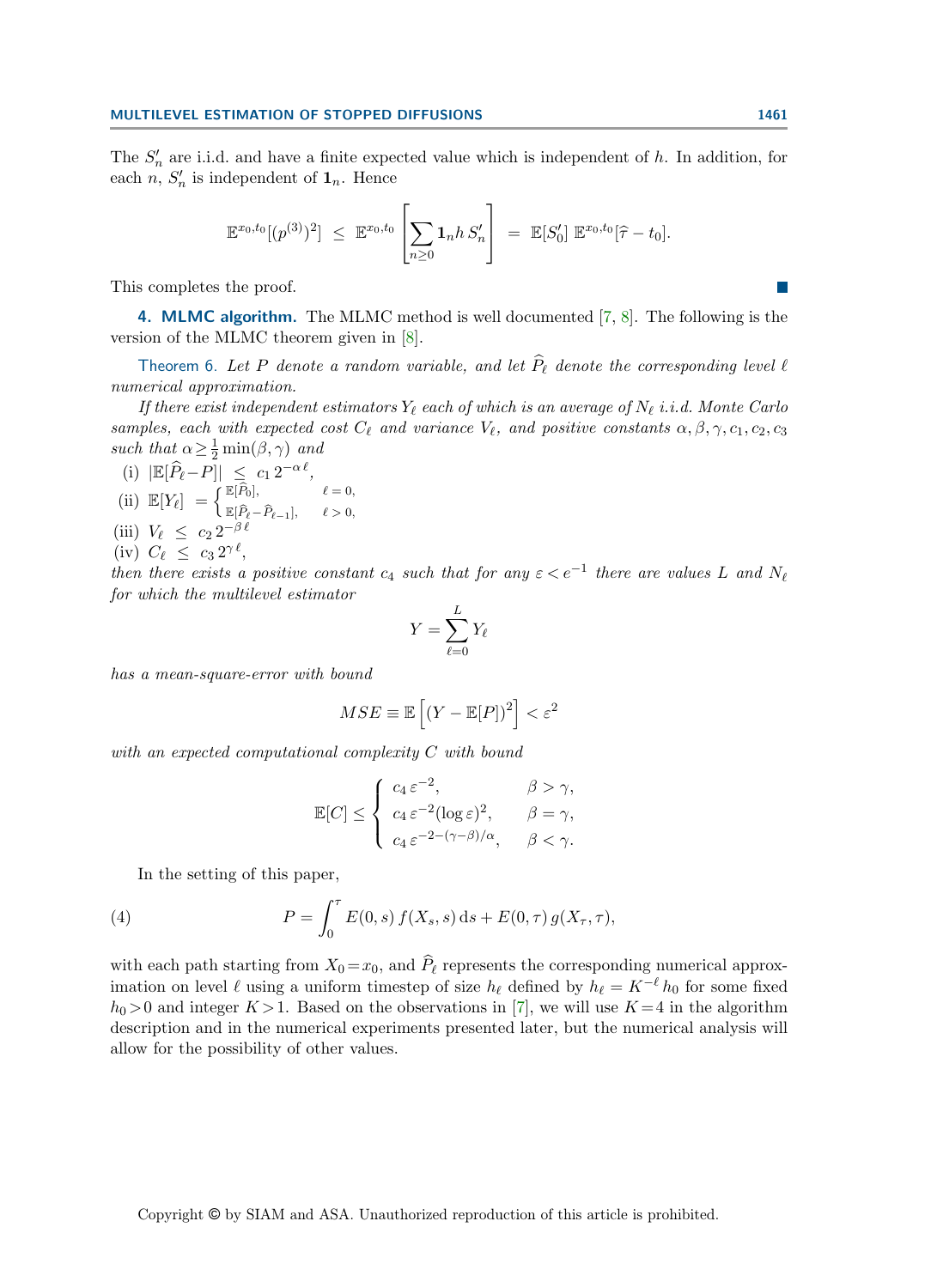The $S'_n$ are i.i.d. and have a finite expected value which is independent of $h$. In addition, for each $n$, $S'_n$ is independent of $\mathbf{1}_n$. Hence

$$\mathbb{E}^{x_0,t_0}[(p^{(3)})^2] \;\leq\; \mathbb{E}^{x_0,t_0}\left[\sum_{n\geq 0} \mathbf{1}_n h\, S'_n\right] \;=\; \mathbb{E}[S'_0]\;\mathbb{E}^{x_0,t_0}[\widehat{\tau} - t_0].$$

This completes the proof. ∎

## 4. MLMC algorithm.

The MLMC method is well documented [7, 8]. The following is the version of the MLMC theorem given in [8].

Theorem 6. *Let $P$ denote a random variable, and let $\widehat{P}_\ell$ denote the corresponding level $\ell$ numerical approximation.*

*If there exist independent estimators $Y_\ell$ each of which is an average of $N_\ell$ i.i.d. Monte Carlo samples, each with expected cost $C_\ell$ and variance $V_\ell$, and positive constants $\alpha, \beta, \gamma, c_1, c_2, c_3$ such that $\alpha \geq \frac{1}{2}\min(\beta,\gamma)$ and*

(i) $|\mathbb{E}[\widehat{P}_\ell - P]| \;\leq\; c_1\, 2^{-\alpha\,\ell}$,

(ii) $\mathbb{E}[Y_\ell] \;=\begin{cases} \mathbb{E}[\widehat{P}_0], & \ell=0,\\ \mathbb{E}[\widehat{P}_\ell - \widehat{P}_{\ell-1}], & \ell>0,\end{cases}$

(iii) $V_\ell \;\leq\; c_2\, 2^{-\beta\,\ell}$

(iv) $C_\ell \;\leq\; c_3\, 2^{\gamma\,\ell}$,

*then there exists a positive constant $c_4$ such that for any $\varepsilon < e^{-1}$ there are values $L$ and $N_\ell$ for which the multilevel estimator*

$$Y = \sum_{\ell=0}^{L} Y_\ell$$

*has a mean-square-error with bound*

$$MSE \equiv \mathbb{E}\left[\left(Y - \mathbb{E}[P]\right)^2\right] < \varepsilon^2$$

*with an expected computational complexity $C$ with bound*

$$\mathbb{E}[C] \leq \begin{cases} c_4\,\varepsilon^{-2}, & \beta>\gamma,\\ c_4\,\varepsilon^{-2}(\log\varepsilon)^2, & \beta=\gamma,\\ c_4\,\varepsilon^{-2-(\gamma-\beta)/\alpha}, & \beta<\gamma.\end{cases}$$

In the setting of this paper,

$$P = \int_0^\tau E(0,s)\, f(X_s,s)\,\mathrm{d}s + E(0,\tau)\, g(X_\tau,\tau), \tag{4}$$

with each path starting from $X_0 = x_0$, and $\widehat{P}_\ell$ represents the corresponding numerical approximation on level $\ell$ using a uniform timestep of size $h_\ell$ defined by $h_\ell = K^{-\ell} h_0$ for some fixed $h_0 > 0$ and integer $K > 1$. Based on the observations in [7], we will use $K = 4$ in the algorithm description and in the numerical experiments presented later, but the numerical analysis will allow for the possibility of other values.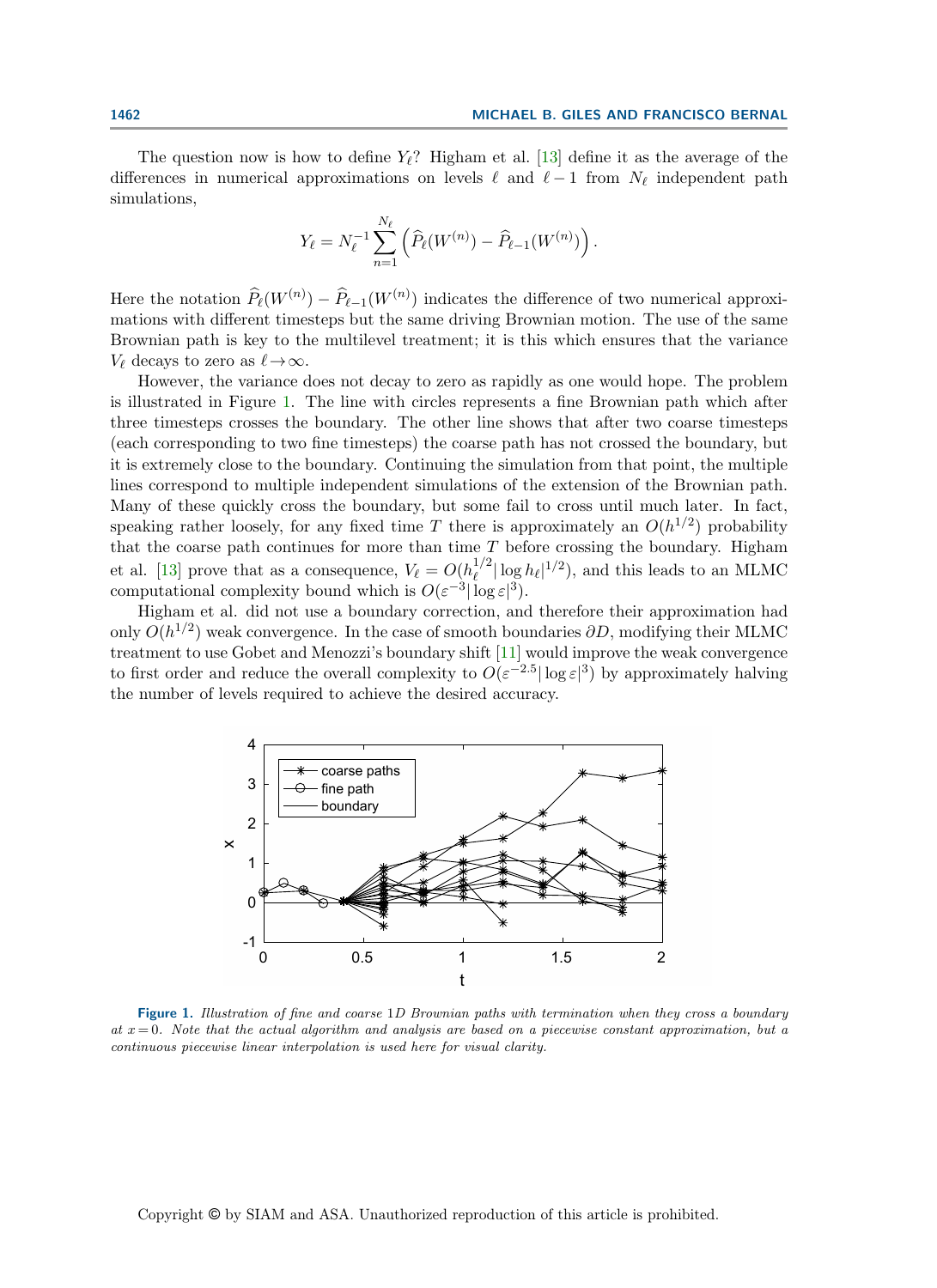The question now is how to define $Y_\ell$? Higham et al. [13] define it as the average of the differences in numerical approximations on levels $\ell$ and $\ell-1$ from $N_\ell$ independent path simulations,

$$Y_\ell = N_\ell^{-1} \sum_{n=1}^{N_\ell} \left( \widehat{P}_\ell(W^{(n)}) - \widehat{P}_{\ell-1}(W^{(n)}) \right).$$

Here the notation $\widehat{P}_\ell(W^{(n)}) - \widehat{P}_{\ell-1}(W^{(n)})$ indicates the difference of two numerical approximations with different timesteps but the same driving Brownian motion. The use of the same Brownian path is key to the multilevel treatment; it is this which ensures that the variance $V_\ell$ decays to zero as $\ell \to \infty$.

However, the variance does not decay to zero as rapidly as one would hope. The problem is illustrated in Figure 1. The line with circles represents a fine Brownian path which after three timesteps crosses the boundary. The other line shows that after two coarse timesteps (each corresponding to two fine timesteps) the coarse path has not crossed the boundary, but it is extremely close to the boundary. Continuing the simulation from that point, the multiple lines correspond to multiple independent simulations of the extension of the Brownian path. Many of these quickly cross the boundary, but some fail to cross until much later. In fact, speaking rather loosely, for any fixed time $T$ there is approximately an $O(h^{1/2})$ probability that the coarse path continues for more than time $T$ before crossing the boundary. Higham et al. [13] prove that as a consequence, $V_\ell = O(h_\ell^{1/2} |\log h_\ell|^{1/2})$, and this leads to an MLMC computational complexity bound which is $O(\varepsilon^{-3} |\log \varepsilon|^3)$.

Higham et al. did not use a boundary correction, and therefore their approximation had only $O(h^{1/2})$ weak convergence. In the case of smooth boundaries $\partial D$, modifying their MLMC treatment to use Gobet and Menozzi's boundary shift [11] would improve the weak convergence to first order and reduce the overall complexity to $O(\varepsilon^{-2.5} |\log \varepsilon|^3)$ by approximately halving the number of levels required to achieve the desired accuracy.

**Figure 1.** *Illustration of fine and coarse 1D Brownian paths with termination when they cross a boundary at $x = 0$. Note that the actual algorithm and analysis are based on a piecewise constant approximation, but a continuous piecewise linear interpolation is used here for visual clarity.*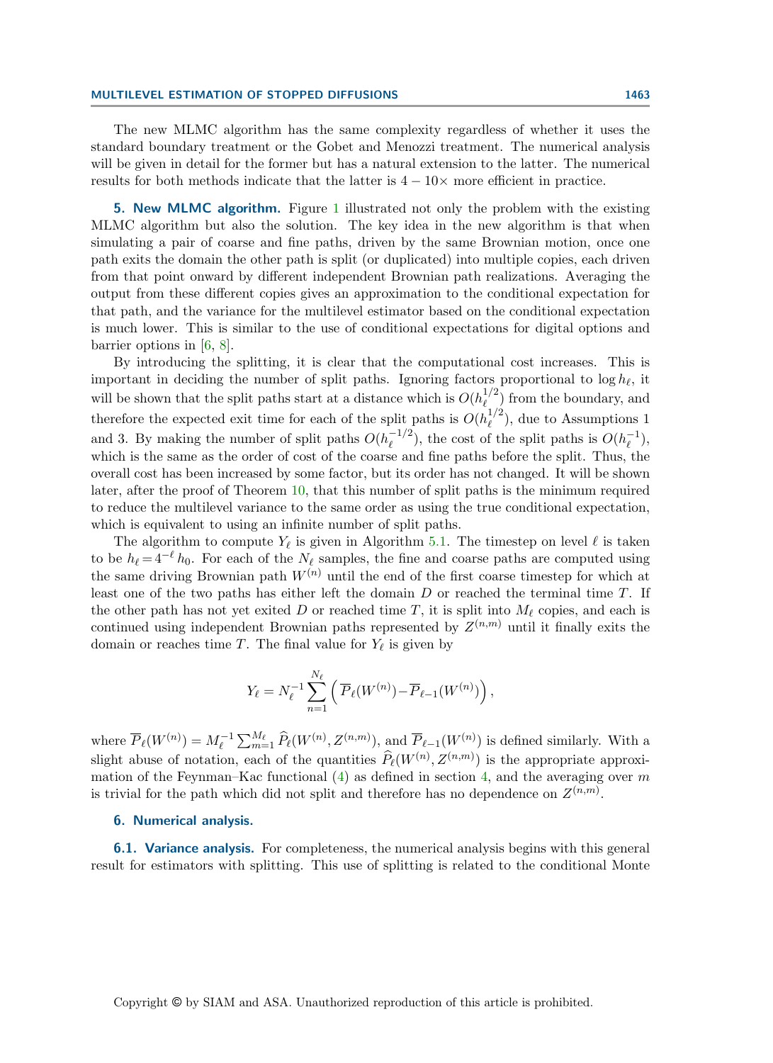The new MLMC algorithm has the same complexity regardless of whether it uses the standard boundary treatment or the Gobet and Menozzi treatment. The numerical analysis will be given in detail for the former but has a natural extension to the latter. The numerical results for both methods indicate that the latter is $4-10\times$ more efficient in practice.

## 5. New MLMC algorithm.

Figure 1 illustrated not only the problem with the existing MLMC algorithm but also the solution. The key idea in the new algorithm is that when simulating a pair of coarse and fine paths, driven by the same Brownian motion, once one path exits the domain the other path is split (or duplicated) into multiple copies, each driven from that point onward by different independent Brownian path realizations. Averaging the output from these different copies gives an approximation to the conditional expectation for that path, and the variance for the multilevel estimator based on the conditional expectation is much lower. This is similar to the use of conditional expectations for digital options and barrier options in [6, 8].

By introducing the splitting, it is clear that the computational cost increases. This is important in deciding the number of split paths. Ignoring factors proportional to $\log h_\ell$, it will be shown that the split paths start at a distance which is $O(h_\ell^{1/2})$ from the boundary, and therefore the expected exit time for each of the split paths is $O(h_\ell^{1/2})$, due to Assumptions 1 and 3. By making the number of split paths $O(h_\ell^{-1/2})$, the cost of the split paths is $O(h_\ell^{-1})$, which is the same as the order of cost of the coarse and fine paths before the split. Thus, the overall cost has been increased by some factor, but its order has not changed. It will be shown later, after the proof of Theorem 10, that this number of split paths is the minimum required to reduce the multilevel variance to the same order as using the true conditional expectation, which is equivalent to using an infinite number of split paths.

The algorithm to compute $Y_\ell$ is given in Algorithm 5.1. The timestep on level $\ell$ is taken to be $h_\ell = 4^{-\ell}\, h_0$. For each of the $N_\ell$ samples, the fine and coarse paths are computed using the same driving Brownian path $W^{(n)}$ until the end of the first coarse timestep for which at least one of the two paths has either left the domain $D$ or reached the terminal time $T$. If the other path has not yet exited $D$ or reached time $T$, it is split into $M_\ell$ copies, and each is continued using independent Brownian paths represented by $Z^{(n,m)}$ until it finally exits the domain or reaches time $T$. The final value for $Y_\ell$ is given by

$$
Y_\ell = N_\ell^{-1} \sum_{n=1}^{N_\ell} \left( \overline{P}_\ell(W^{(n)}) - \overline{P}_{\ell-1}(W^{(n)}) \right),
$$

where $\overline{P}_\ell(W^{(n)}) = M_\ell^{-1} \sum_{m=1}^{M_\ell} \widehat{P}_\ell(W^{(n)}, Z^{(n,m)})$, and $\overline{P}_{\ell-1}(W^{(n)})$ is defined similarly. With a slight abuse of notation, each of the quantities $\widehat{P}_\ell(W^{(n)}, Z^{(n,m)})$ is the appropriate approximation of the Feynman–Kac functional (4) as defined in section 4, and the averaging over $m$ is trivial for the path which did not split and therefore has no dependence on $Z^{(n,m)}$.

## 6. Numerical analysis.

### 6.1. Variance analysis.

For completeness, the numerical analysis begins with this general result for estimators with splitting. This use of splitting is related to the conditional Monte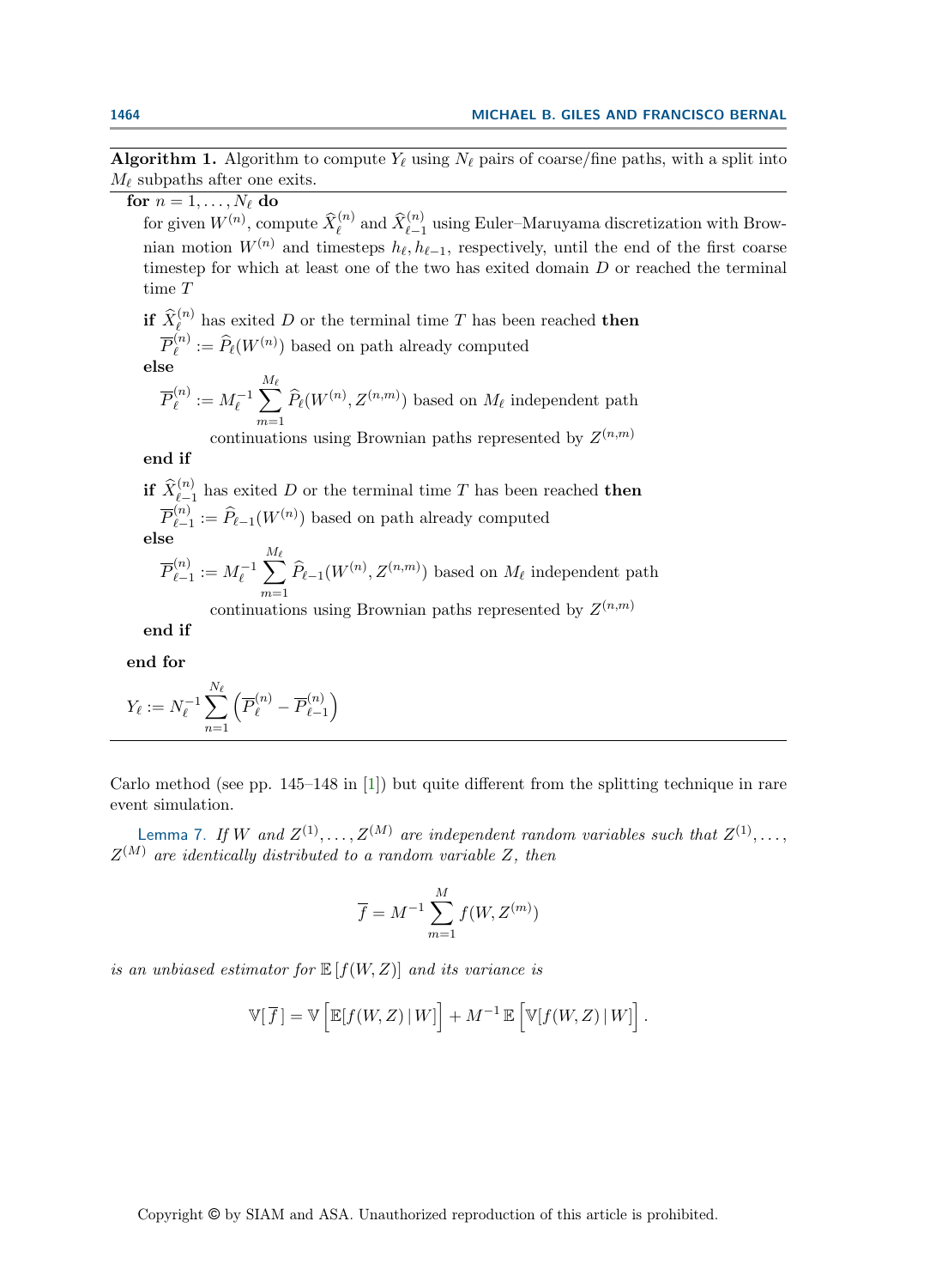**Algorithm 1.** Algorithm to compute $Y_\ell$ using $N_\ell$ pairs of coarse/fine paths, with a split into $M_\ell$ subpaths after one exits.

---

**for** $n = 1, \dots, N_\ell$ **do**

  for given $W^{(n)}$, compute $\widehat{X}_\ell^{(n)}$ and $\widehat{X}_{\ell-1}^{(n)}$ using Euler–Maruyama discretization with Brownian motion $W^{(n)}$ and timesteps $h_\ell, h_{\ell-1}$, respectively, until the end of the first coarse timestep for which at least one of the two has exited domain $D$ or reached the terminal time $T$

  **if** $\widehat{X}_\ell^{(n)}$ has exited $D$ or the terminal time $T$ has been reached **then**

    $\overline{P}_\ell^{(n)} := \widehat{P}_\ell(W^{(n)})$ based on path already computed

  **else**

    $\overline{P}_\ell^{(n)} := M_\ell^{-1} \sum_{m=1}^{M_\ell} \widehat{P}_\ell(W^{(n)}, Z^{(n,m)})$ based on $M_\ell$ independent path continuations using Brownian paths represented by $Z^{(n,m)}$

  **end if**

  **if** $\widehat{X}_{\ell-1}^{(n)}$ has exited $D$ or the terminal time $T$ has been reached **then**

    $\overline{P}_{\ell-1}^{(n)} := \widehat{P}_{\ell-1}(W^{(n)})$ based on path already computed

  **else**

    $\overline{P}_{\ell-1}^{(n)} := M_\ell^{-1} \sum_{m=1}^{M_\ell} \widehat{P}_{\ell-1}(W^{(n)}, Z^{(n,m)})$ based on $M_\ell$ independent path continuations using Brownian paths represented by $Z^{(n,m)}$

  **end if**

**end for**

$$Y_\ell := N_\ell^{-1} \sum_{n=1}^{N_\ell} \left( \overline{P}_\ell^{(n)} - \overline{P}_{\ell-1}^{(n)} \right)$$

---

Carlo method (see pp. 145–148 in [1]) but quite different from the splitting technique in rare event simulation.

Lemma 7. *If $W$ and $Z^{(1)}, \dots, Z^{(M)}$ are independent random variables such that $Z^{(1)}, \dots, Z^{(M)}$ are identically distributed to a random variable $Z$, then*

$$\overline{f} = M^{-1} \sum_{m=1}^{M} f(W, Z^{(m)})$$

*is an unbiased estimator for $\mathbb{E}\left[f(W,Z)\right]$ and its variance is*

$$\mathbb{V}[\,\overline{f}\,] = \mathbb{V}\left[\mathbb{E}[f(W,Z)\,|\,W]\right] + M^{-1}\,\mathbb{E}\left[\mathbb{V}[f(W,Z)\,|\,W]\right].$$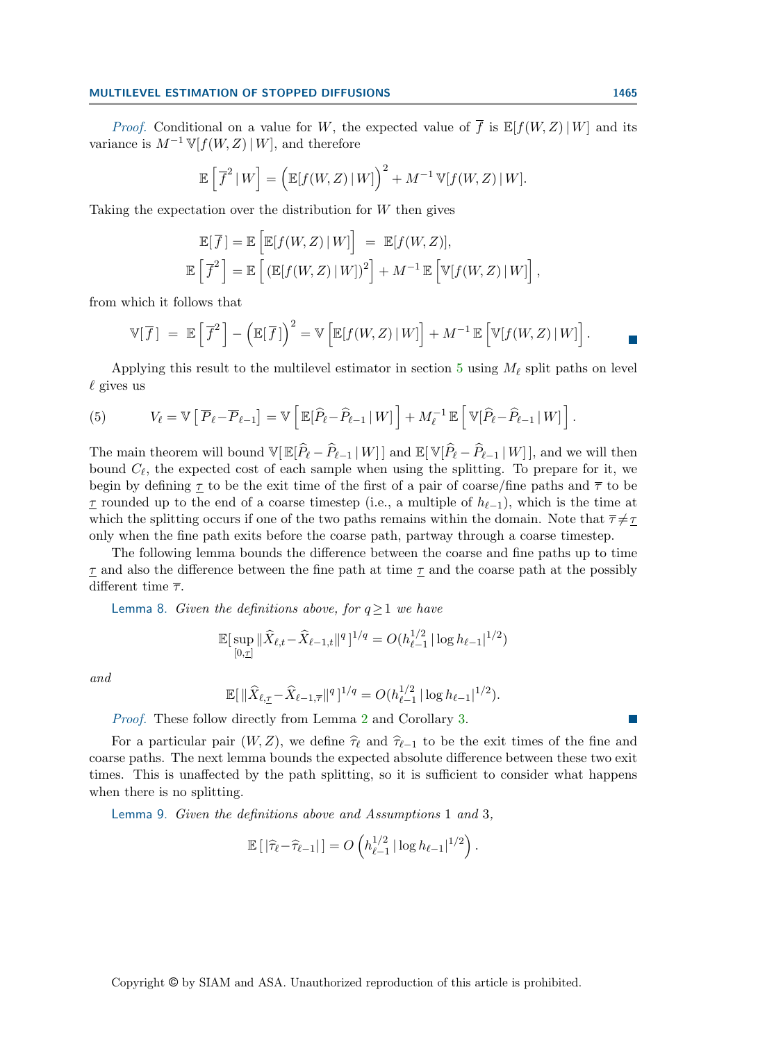*Proof.* Conditional on a value for $W$, the expected value of $\overline{f}$ is $\mathbb{E}[f(W,Z)\,|\,W]$ and its variance is $M^{-1}\,\mathbb{V}[f(W,Z)\,|\,W]$, and therefore

$$\mathbb{E}\left[\,\overline{f}^{\,2}\,|\,W\right] = \Big(\mathbb{E}[f(W,Z)\,|\,W]\Big)^2 + M^{-1}\,\mathbb{V}[f(W,Z)\,|\,W].$$

Taking the expectation over the distribution for $W$ then gives

$$\mathbb{E}[\,\overline{f}\,] = \mathbb{E}\Big[\mathbb{E}[f(W,Z)\,|\,W]\Big] \;=\; \mathbb{E}[f(W,Z)],$$
$$\mathbb{E}\left[\,\overline{f}^{\,2}\right] = \mathbb{E}\left[\,(\mathbb{E}[f(W,Z)\,|\,W])^2\right] + M^{-1}\,\mathbb{E}\Big[\mathbb{V}[f(W,Z)\,|\,W]\Big],$$

from which it follows that

$$\mathbb{V}[\,\overline{f}\,] \;=\; \mathbb{E}\left[\,\overline{f}^{\,2}\right] - \Big(\mathbb{E}[\,\overline{f}\,]\Big)^2 = \mathbb{V}\Big[\mathbb{E}[f(W,Z)\,|\,W]\Big] + M^{-1}\,\mathbb{E}\Big[\mathbb{V}[f(W,Z)\,|\,W]\Big].$$ ■

Applying this result to the multilevel estimator in section 5 using $M_\ell$ split paths on level $\ell$ gives us

$$V_\ell = \mathbb{V}\left[\,\overline{P}_\ell - \overline{P}_{\ell-1}\right] = \mathbb{V}\left[\,\mathbb{E}[\widehat{P}_\ell - \widehat{P}_{\ell-1}\,|\,W]\right] + M_\ell^{-1}\,\mathbb{E}\left[\,\mathbb{V}[\widehat{P}_\ell - \widehat{P}_{\ell-1}\,|\,W]\right]. \tag{5}$$

The main theorem will bound $\mathbb{V}[\,\mathbb{E}[\widehat{P}_\ell - \widehat{P}_{\ell-1}\,|\,W]\,]$ and $\mathbb{E}[\,\mathbb{V}[\widehat{P}_\ell - \widehat{P}_{\ell-1}\,|\,W]\,]$, and we will then bound $C_\ell$, the expected cost of each sample when using the splitting. To prepare for it, we begin by defining $\underline{\tau}$ to be the exit time of the first of a pair of coarse/fine paths and $\overline{\tau}$ to be $\underline{\tau}$ rounded up to the end of a coarse timestep (i.e., a multiple of $h_{\ell-1}$), which is the time at which the splitting occurs if one of the two paths remains within the domain. Note that $\overline{\tau} \neq \underline{\tau}$ only when the fine path exits before the coarse path, partway through a coarse timestep.

The following lemma bounds the difference between the coarse and fine paths up to time $\underline{\tau}$ and also the difference between the fine path at time $\underline{\tau}$ and the coarse path at the possibly different time $\overline{\tau}$.

Lemma 8. *Given the definitions above, for $q \geq 1$ we have*

$$\mathbb{E}[\sup_{[0,\underline{\tau}]} \|\widehat{X}_{\ell,t} - \widehat{X}_{\ell-1,t}\|^q\,]^{1/q} = O(h_{\ell-1}^{1/2}\,|\log h_{\ell-1}|^{1/2})$$

*and*

$$\mathbb{E}[\,\|\widehat{X}_{\ell,\underline{\tau}} - \widehat{X}_{\ell-1,\overline{\tau}}\|^q\,]^{1/q} = O(h_{\ell-1}^{1/2}\,|\log h_{\ell-1}|^{1/2}).$$

*Proof.* These follow directly from Lemma 2 and Corollary 3. ■

For a particular pair $(W,Z)$, we define $\widehat{\tau}_\ell$ and $\widehat{\tau}_{\ell-1}$ to be the exit times of the fine and coarse paths. The next lemma bounds the expected absolute difference between these two exit times. This is unaffected by the path splitting, so it is sufficient to consider what happens when there is no splitting.

Lemma 9. *Given the definitions above and Assumptions* 1 *and* 3*,*

$$\mathbb{E}\,[\,|\widehat{\tau}_\ell - \widehat{\tau}_{\ell-1}|\,] = O\left(h_{\ell-1}^{1/2}\,|\log h_{\ell-1}|^{1/2}\right).$$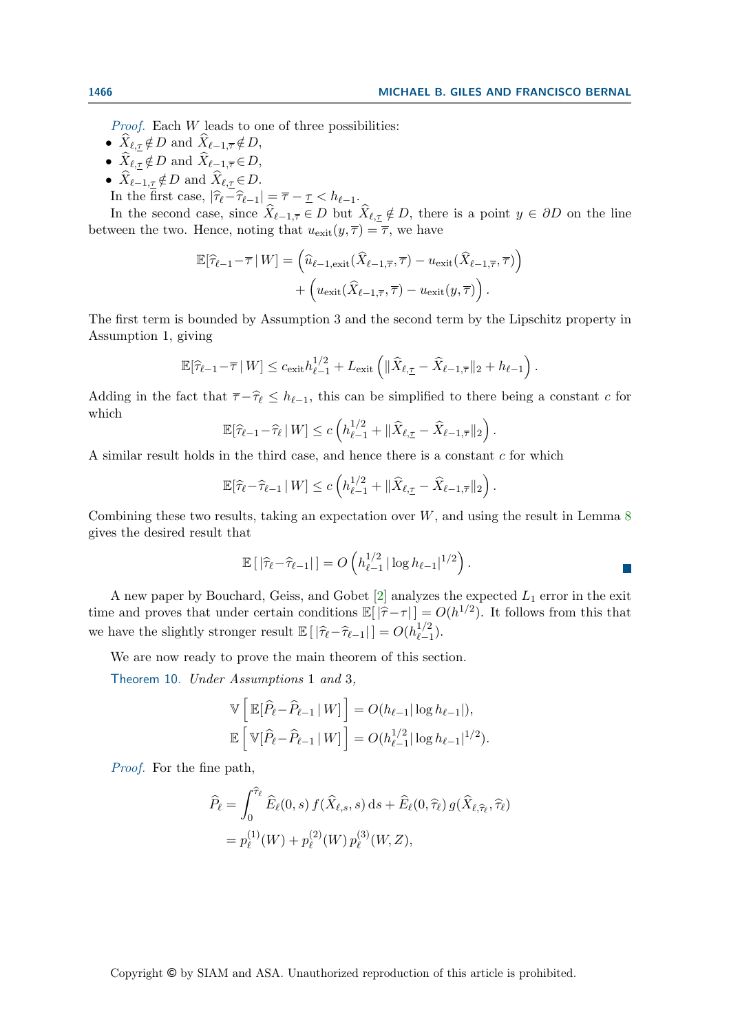*Proof.* Each $W$ leads to one of three possibilities:

- $\widehat{X}_{\ell,\underline{\tau}} \notin D$ and $\widehat{X}_{\ell-1,\overline{\tau}} \notin D$,
- $\widehat{X}_{\ell,\underline{\tau}} \notin D$ and $\widehat{X}_{\ell-1,\overline{\tau}} \in D$,
- $\widehat{X}_{\ell-1,\underline{\tau}} \notin D$ and $\widehat{X}_{\ell,\underline{\tau}} \in D$.

In the first case, $|\widehat{\tau}_\ell - \widehat{\tau}_{\ell-1}| = \overline{\tau} - \underline{\tau} < h_{\ell-1}$.

In the second case, since $\widehat{X}_{\ell-1,\overline{\tau}} \in D$ but $\widehat{X}_{\ell,\underline{\tau}} \notin D$, there is a point $y \in \partial D$ on the line between the two. Hence, noting that $u_{\text{exit}}(y, \overline{\tau}) = \overline{\tau}$, we have

$$
\begin{aligned}
\mathbb{E}[\widehat{\tau}_{\ell-1} - \overline{\tau} \,|\, W] = &\left(\widehat{u}_{\ell-1,\text{exit}}(\widehat{X}_{\ell-1,\overline{\tau}}, \overline{\tau}) - u_{\text{exit}}(\widehat{X}_{\ell-1,\overline{\tau}}, \overline{\tau})\right) \\
&+ \left(u_{\text{exit}}(\widehat{X}_{\ell-1,\overline{\tau}}, \overline{\tau}) - u_{\text{exit}}(y, \overline{\tau})\right).
\end{aligned}
$$

The first term is bounded by Assumption 3 and the second term by the Lipschitz property in Assumption 1, giving

$$
\mathbb{E}[\widehat{\tau}_{\ell-1} - \overline{\tau} \,|\, W] \leq c_{\text{exit}} h_{\ell-1}^{1/2} + L_{\text{exit}} \left( \|\widehat{X}_{\ell,\underline{\tau}} - \widehat{X}_{\ell-1,\overline{\tau}}\|_2 + h_{\ell-1} \right).
$$

Adding in the fact that $\overline{\tau} - \widehat{\tau}_\ell \leq h_{\ell-1}$, this can be simplified to there being a constant $c$ for which

$$
\mathbb{E}[\widehat{\tau}_{\ell-1} - \widehat{\tau}_\ell \,|\, W] \leq c \left( h_{\ell-1}^{1/2} + \|\widehat{X}_{\ell,\underline{\tau}} - \widehat{X}_{\ell-1,\overline{\tau}}\|_2 \right).
$$

A similar result holds in the third case, and hence there is a constant $c$ for which

$$
\mathbb{E}[\widehat{\tau}_\ell - \widehat{\tau}_{\ell-1} \,|\, W] \leq c \left( h_{\ell-1}^{1/2} + \|\widehat{X}_{\ell,\underline{\tau}} - \widehat{X}_{\ell-1,\overline{\tau}}\|_2 \right).
$$

Combining these two results, taking an expectation over $W$, and using the result in Lemma 8 gives the desired result that

$$
\mathbb{E}\left[ \, |\widehat{\tau}_\ell - \widehat{\tau}_{\ell-1}| \, \right] = O\left( h_{\ell-1}^{1/2} \, |\log h_{\ell-1}|^{1/2} \right). \qquad \blacksquare
$$

A new paper by Bouchard, Geiss, and Gobet [2] analyzes the expected $L_1$ error in the exit time and proves that under certain conditions $\mathbb{E}[\,|\widehat{\tau} - \tau|\,] = O(h^{1/2})$. It follows from this that we have the slightly stronger result $\mathbb{E}[\,|\widehat{\tau}_\ell - \widehat{\tau}_{\ell-1}|\,] = O(h_{\ell-1}^{1/2})$.

We are now ready to prove the main theorem of this section.

**Theorem 10.** *Under Assumptions* 1 *and* 3*,*

$$
\begin{aligned}
\mathbb{V}\left[ \, \mathbb{E}[\widehat{P}_\ell - \widehat{P}_{\ell-1} \,|\, W] \, \right] &= O(h_{\ell-1} |\log h_{\ell-1}|), \\
\mathbb{E}\left[ \, \mathbb{V}[\widehat{P}_\ell - \widehat{P}_{\ell-1} \,|\, W] \, \right] &= O(h_{\ell-1}^{1/2} |\log h_{\ell-1}|^{1/2}).
\end{aligned}
$$

*Proof.* For the fine path,

$$
\begin{aligned}
\widehat{P}_\ell &= \int_0^{\widehat{\tau}_\ell} \widehat{E}_\ell(0, s)\, f(\widehat{X}_{\ell,s}, s)\, \mathrm{d}s + \widehat{E}_\ell(0, \widehat{\tau}_\ell)\, g(\widehat{X}_{\ell,\widehat{\tau}_\ell}, \widehat{\tau}_\ell) \\
&= p_\ell^{(1)}(W) + p_\ell^{(2)}(W)\, p_\ell^{(3)}(W, Z),
\end{aligned}
$$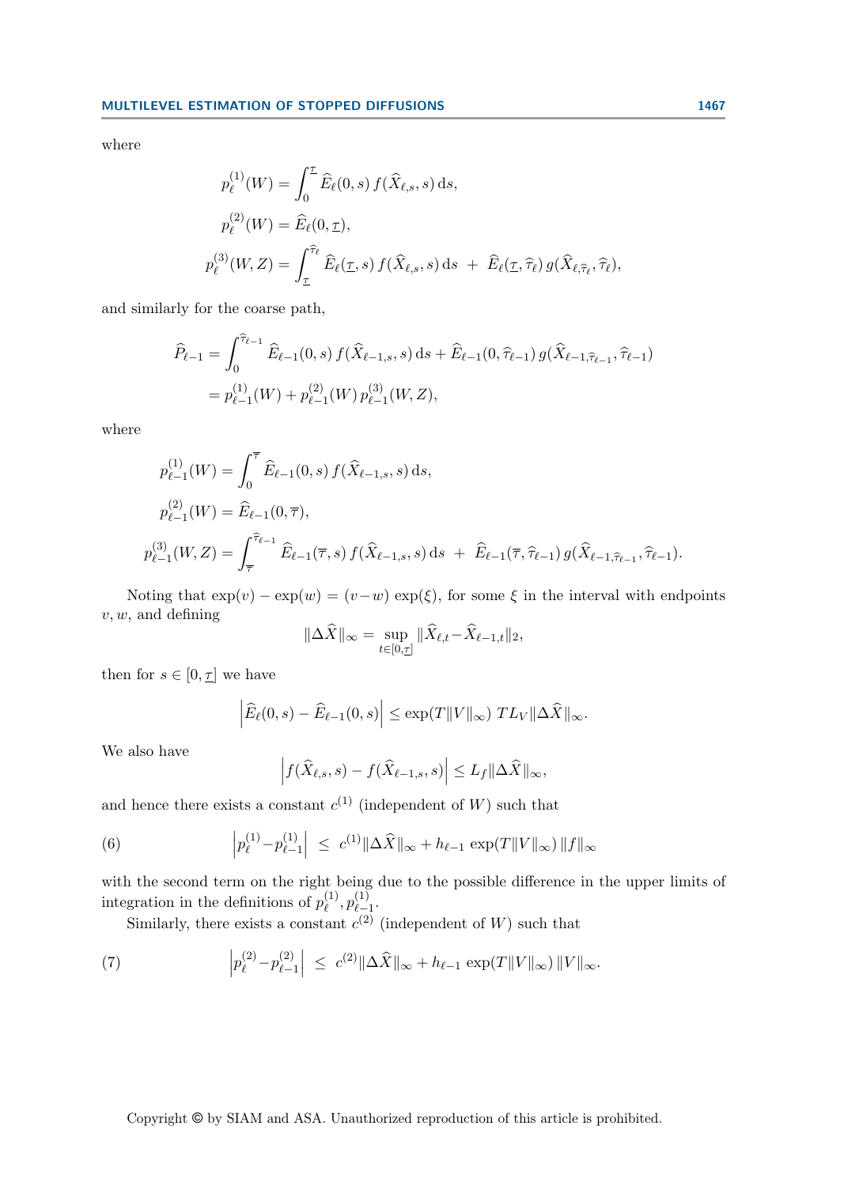where

$$p_\ell^{(1)}(W) = \int_0^{\underline{\tau}} \widehat{E}_\ell(0,s)\, f(\widehat{X}_{\ell,s},s)\,\mathrm{d}s,$$

$$p_\ell^{(2)}(W) = \widehat{E}_\ell(0,\underline{\tau}),$$

$$p_\ell^{(3)}(W,Z) = \int_{\underline{\tau}}^{\widehat{\tau}_\ell} \widehat{E}_\ell(\underline{\tau},s)\, f(\widehat{X}_{\ell,s},s)\,\mathrm{d}s \;+\; \widehat{E}_\ell(\underline{\tau},\widehat{\tau}_\ell)\, g(\widehat{X}_{\ell,\widehat{\tau}_\ell},\widehat{\tau}_\ell),$$

and similarly for the coarse path,

$$\begin{aligned}
\widehat{P}_{\ell-1} &= \int_0^{\widehat{\tau}_{\ell-1}} \widehat{E}_{\ell-1}(0,s)\, f(\widehat{X}_{\ell-1,s},s)\,\mathrm{d}s + \widehat{E}_{\ell-1}(0,\widehat{\tau}_{\ell-1})\, g(\widehat{X}_{\ell-1,\widehat{\tau}_{\ell-1}},\widehat{\tau}_{\ell-1}) \\
&= p_{\ell-1}^{(1)}(W) + p_{\ell-1}^{(2)}(W)\, p_{\ell-1}^{(3)}(W,Z),
\end{aligned}$$

where

$$p_{\ell-1}^{(1)}(W) = \int_0^{\overline{\tau}} \widehat{E}_{\ell-1}(0,s)\, f(\widehat{X}_{\ell-1,s},s)\,\mathrm{d}s,$$

$$p_{\ell-1}^{(2)}(W) = \widehat{E}_{\ell-1}(0,\overline{\tau}),$$

$$p_{\ell-1}^{(3)}(W,Z) = \int_{\overline{\tau}}^{\widehat{\tau}_{\ell-1}} \widehat{E}_{\ell-1}(\overline{\tau},s)\, f(\widehat{X}_{\ell-1,s},s)\,\mathrm{d}s \;+\; \widehat{E}_{\ell-1}(\overline{\tau},\widehat{\tau}_{\ell-1})\, g(\widehat{X}_{\ell-1,\widehat{\tau}_{\ell-1}},\widehat{\tau}_{\ell-1}).$$

Noting that $\exp(v) - \exp(w) = (v-w)\exp(\xi)$, for some $\xi$ in the interval with endpoints $v, w$, and defining

$$\|\Delta \widehat{X}\|_\infty = \sup_{t\in[0,\underline{\tau}]} \|\widehat{X}_{\ell,t} - \widehat{X}_{\ell-1,t}\|_2,$$

then for $s \in [0,\underline{\tau}]$ we have

$$\left|\widehat{E}_\ell(0,s) - \widehat{E}_{\ell-1}(0,s)\right| \le \exp(T\|V\|_\infty)\; T L_V \|\Delta\widehat{X}\|_\infty.$$

We also have

$$\left|f(\widehat{X}_{\ell,s},s) - f(\widehat{X}_{\ell-1,s},s)\right| \le L_f \|\Delta\widehat{X}\|_\infty,$$

and hence there exists a constant $c^{(1)}$ (independent of $W$) such that

$$\left|p_\ell^{(1)} - p_{\ell-1}^{(1)}\right| \;\le\; c^{(1)}\|\Delta\widehat{X}\|_\infty + h_{\ell-1}\,\exp(T\|V\|_\infty)\,\|f\|_\infty \tag{6}$$

with the second term on the right being due to the possible difference in the upper limits of integration in the definitions of $p_\ell^{(1)}, p_{\ell-1}^{(1)}$.

Similarly, there exists a constant $c^{(2)}$ (independent of $W$) such that

$$\left|p_\ell^{(2)} - p_{\ell-1}^{(2)}\right| \;\le\; c^{(2)}\|\Delta\widehat{X}\|_\infty + h_{\ell-1}\,\exp(T\|V\|_\infty)\,\|V\|_\infty. \tag{7}$$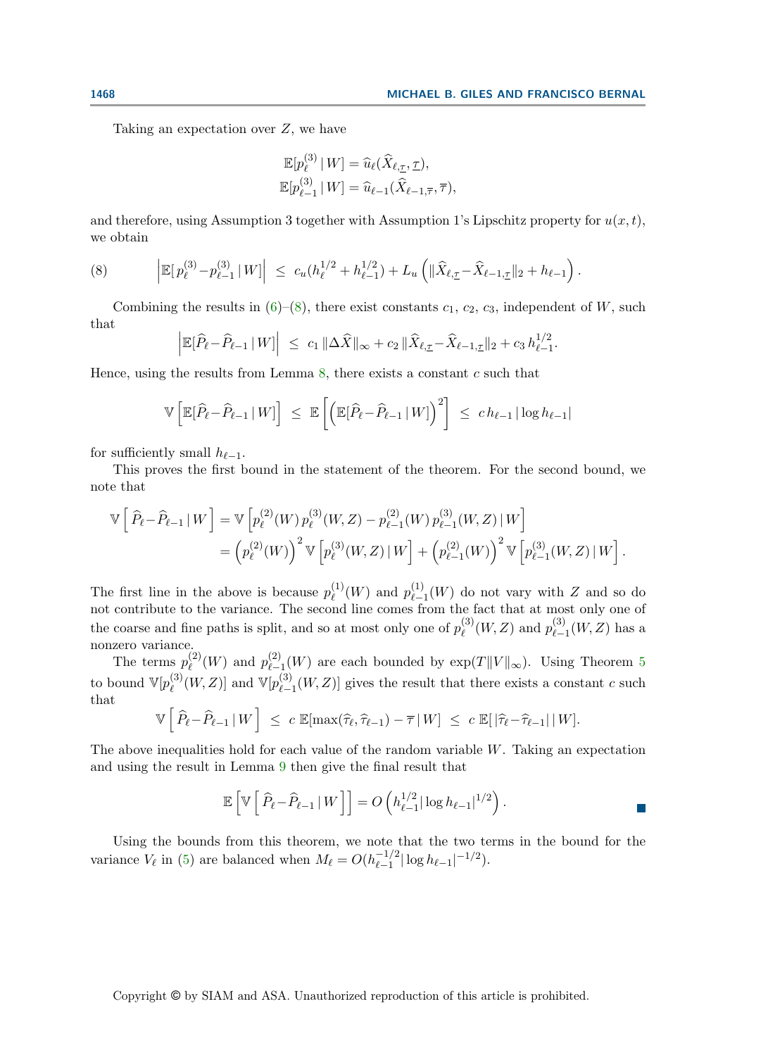Taking an expectation over $Z$, we have

$$\mathbb{E}[p_\ell^{(3)} \,|\, W] = \widehat{u}_\ell(\widehat{X}_{\ell,\underline{\tau}}, \underline{\tau}),$$
$$\mathbb{E}[p_{\ell-1}^{(3)} \,|\, W] = \widehat{u}_{\ell-1}(\widehat{X}_{\ell-1,\overline{\tau}}, \overline{\tau}),$$

and therefore, using Assumption 3 together with Assumption 1's Lipschitz property for $u(x,t)$, we obtain

$$\left|\mathbb{E}[\, p_\ell^{(3)} - p_{\ell-1}^{(3)} \,|\, W]\right| \;\leq\; c_u(h_\ell^{1/2} + h_{\ell-1}^{1/2}) + L_u \left( \|\widehat{X}_{\ell,\underline{\tau}} - \widehat{X}_{\ell-1,\underline{\tau}}\|_2 + h_{\ell-1} \right). \tag{8}$$

Combining the results in (6)–(8), there exist constants $c_1$, $c_2$, $c_3$, independent of $W$, such that

$$\left|\mathbb{E}[\widehat{P}_\ell - \widehat{P}_{\ell-1} \,|\, W]\right| \;\leq\; c_1 \,\|\Delta \widehat{X}\|_\infty + c_2 \,\|\widehat{X}_{\ell,\underline{\tau}} - \widehat{X}_{\ell-1,\underline{\tau}}\|_2 + c_3 \, h_{\ell-1}^{1/2}.$$

Hence, using the results from Lemma 8, there exists a constant $c$ such that

$$\mathbb{V}\left[\mathbb{E}[\widehat{P}_\ell - \widehat{P}_{\ell-1} \,|\, W]\right] \;\leq\; \mathbb{E}\left[\left(\mathbb{E}[\widehat{P}_\ell - \widehat{P}_{\ell-1} \,|\, W]\right)^2\right] \;\leq\; c\, h_{\ell-1} \,|\log h_{\ell-1}|$$

for sufficiently small $h_{\ell-1}$.

This proves the first bound in the statement of the theorem. For the second bound, we note that

$$\begin{aligned}
\mathbb{V}\left[\, \widehat{P}_\ell - \widehat{P}_{\ell-1} \,|\, W \,\right] &= \mathbb{V}\left[ p_\ell^{(2)}(W)\, p_\ell^{(3)}(W,Z) - p_{\ell-1}^{(2)}(W)\, p_{\ell-1}^{(3)}(W,Z) \,|\, W \right] \\
&= \left(p_\ell^{(2)}(W)\right)^2 \mathbb{V}\left[ p_\ell^{(3)}(W,Z) \,|\, W\right] + \left(p_{\ell-1}^{(2)}(W)\right)^2 \mathbb{V}\left[ p_{\ell-1}^{(3)}(W,Z) \,|\, W\right].
\end{aligned}$$

The first line in the above is because $p_\ell^{(1)}(W)$ and $p_{\ell-1}^{(1)}(W)$ do not vary with $Z$ and so do not contribute to the variance. The second line comes from the fact that at most only one of the coarse and fine paths is split, and so at most only one of $p_\ell^{(3)}(W,Z)$ and $p_{\ell-1}^{(3)}(W,Z)$ has a nonzero variance.

The terms $p_\ell^{(2)}(W)$ and $p_{\ell-1}^{(2)}(W)$ are each bounded by $\exp(T\|V\|_\infty)$. Using Theorem 5 to bound $\mathbb{V}[p_\ell^{(3)}(W,Z)]$ and $\mathbb{V}[p_{\ell-1}^{(3)}(W,Z)]$ gives the result that there exists a constant $c$ such that

$$\mathbb{V}\left[\, \widehat{P}_\ell - \widehat{P}_{\ell-1} \,|\, W \,\right] \;\leq\; c\; \mathbb{E}[\max(\widehat{\tau}_\ell, \widehat{\tau}_{\ell-1}) - \overline{\tau} \,|\, W] \;\leq\; c\; \mathbb{E}[\,|\widehat{\tau}_\ell - \widehat{\tau}_{\ell-1}|\,|\, W].$$

The above inequalities hold for each value of the random variable $W$. Taking an expectation and using the result in Lemma 9 then give the final result that

$$\mathbb{E}\left[\mathbb{V}\left[\, \widehat{P}_\ell - \widehat{P}_{\ell-1} \,|\, W \,\right]\right] = O\left(h_{\ell-1}^{1/2} |\log h_{\ell-1}|^{1/2}\right).$$

Using the bounds from this theorem, we note that the two terms in the bound for the variance $V_\ell$ in (5) are balanced when $M_\ell = O(h_{\ell-1}^{-1/2} |\log h_{\ell-1}|^{-1/2})$.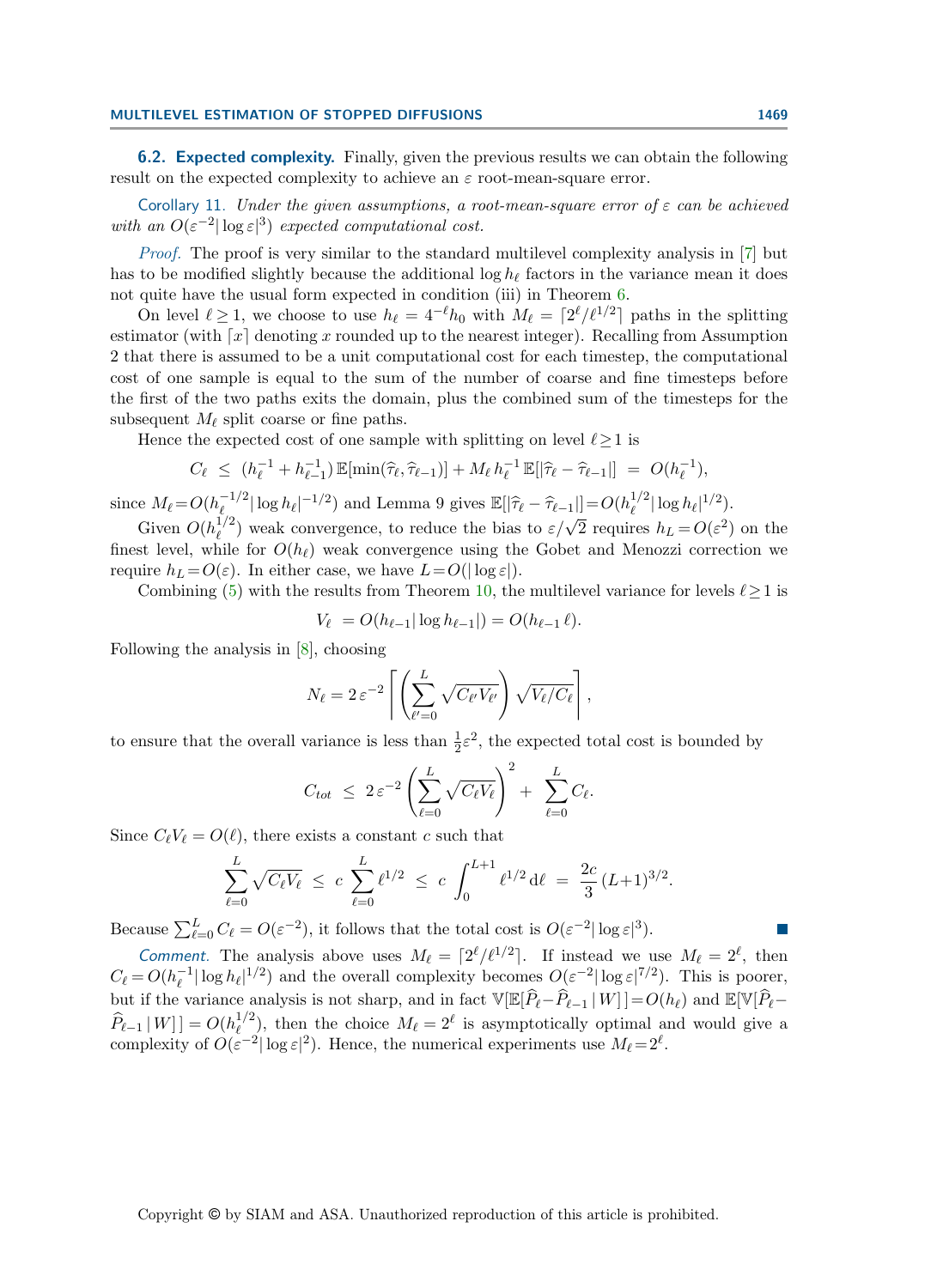### 6.2. Expected complexity.

Finally, given the previous results we can obtain the following result on the expected complexity to achieve an $\varepsilon$ root-mean-square error.

Corollary 11. *Under the given assumptions, a root-mean-square error of $\varepsilon$ can be achieved with an $O(\varepsilon^{-2}|\log\varepsilon|^3)$ expected computational cost.*

*Proof.* The proof is very similar to the standard multilevel complexity analysis in [7] but has to be modified slightly because the additional $\log h_\ell$ factors in the variance mean it does not quite have the usual form expected in condition (iii) in Theorem 6.

On level $\ell \geq 1$, we choose to use $h_\ell = 4^{-\ell} h_0$ with $M_\ell = \lceil 2^\ell/\ell^{1/2}\rceil$ paths in the splitting estimator (with $\lceil x \rceil$ denoting $x$ rounded up to the nearest integer). Recalling from Assumption 2 that there is assumed to be a unit computational cost for each timestep, the computational cost of one sample is equal to the sum of the number of coarse and fine timesteps before the first of the two paths exits the domain, plus the combined sum of the timesteps for the subsequent $M_\ell$ split coarse or fine paths.

Hence the expected cost of one sample with splitting on level $\ell \geq 1$ is

$$C_\ell \;\leq\; (h_\ell^{-1} + h_{\ell-1}^{-1})\, \mathbb{E}[\min(\widehat{\tau}_\ell, \widehat{\tau}_{\ell-1})] + M_\ell\, h_\ell^{-1}\, \mathbb{E}[|\widehat{\tau}_\ell - \widehat{\tau}_{\ell-1}|] \;=\; O(h_\ell^{-1}),$$

since $M_\ell = O(h_\ell^{-1/2}|\log h_\ell|^{-1/2})$ and Lemma 9 gives $\mathbb{E}[|\widehat{\tau}_\ell - \widehat{\tau}_{\ell-1}|] = O(h_\ell^{1/2}|\log h_\ell|^{1/2})$.

Given $O(h_\ell^{1/2})$ weak convergence, to reduce the bias to $\varepsilon/\sqrt{2}$ requires $h_L = O(\varepsilon^2)$ on the finest level, while for $O(h_\ell)$ weak convergence using the Gobet and Menozzi correction we require $h_L = O(\varepsilon)$. In either case, we have $L = O(|\log\varepsilon|)$.

Combining (5) with the results from Theorem 10, the multilevel variance for levels $\ell \geq 1$ is

$$V_\ell \;= O(h_{\ell-1}|\log h_{\ell-1}|) = O(h_{\ell-1}\,\ell).$$

Following the analysis in [8], choosing

$$N_\ell = 2\,\varepsilon^{-2} \left\lceil \left( \sum_{\ell'=0}^{L} \sqrt{C_{\ell'} V_{\ell'}} \right) \sqrt{V_\ell / C_\ell} \right\rceil,$$

to ensure that the overall variance is less than $\frac{1}{2}\varepsilon^2$, the expected total cost is bounded by

$$C_{tot} \;\leq\; 2\,\varepsilon^{-2} \left( \sum_{\ell=0}^{L} \sqrt{C_\ell V_\ell} \right)^2 \;+\; \sum_{\ell=0}^{L} C_\ell.$$

Since $C_\ell V_\ell = O(\ell)$, there exists a constant $c$ such that

$$\sum_{\ell=0}^{L} \sqrt{C_\ell V_\ell} \;\leq\; c \sum_{\ell=0}^{L} \ell^{1/2} \;\leq\; c \int_0^{L+1} \ell^{1/2}\, \mathrm{d}\ell \;=\; \frac{2c}{3}\,(L+1)^{3/2}.$$

Because $\sum_{\ell=0}^{L} C_\ell = O(\varepsilon^{-2})$, it follows that the total cost is $O(\varepsilon^{-2}|\log\varepsilon|^3)$. ∎

*Comment.* The analysis above uses $M_\ell = \lceil 2^\ell/\ell^{1/2}\rceil$. If instead we use $M_\ell = 2^\ell$, then $C_\ell = O(h_\ell^{-1}|\log h_\ell|^{1/2})$ and the overall complexity becomes $O(\varepsilon^{-2}|\log\varepsilon|^{7/2})$. This is poorer, but if the variance analysis is not sharp, and in fact $\mathbb{V}[\mathbb{E}[\widehat{P}_\ell - \widehat{P}_{\ell-1}\,|\,W]] = O(h_\ell)$ and $\mathbb{E}[\mathbb{V}[\widehat{P}_\ell - \widehat{P}_{\ell-1}\,|\,W]] = O(h_\ell^{1/2})$, then the choice $M_\ell = 2^\ell$ is asymptotically optimal and would give a complexity of $O(\varepsilon^{-2}|\log\varepsilon|^2)$. Hence, the numerical experiments use $M_\ell = 2^\ell$.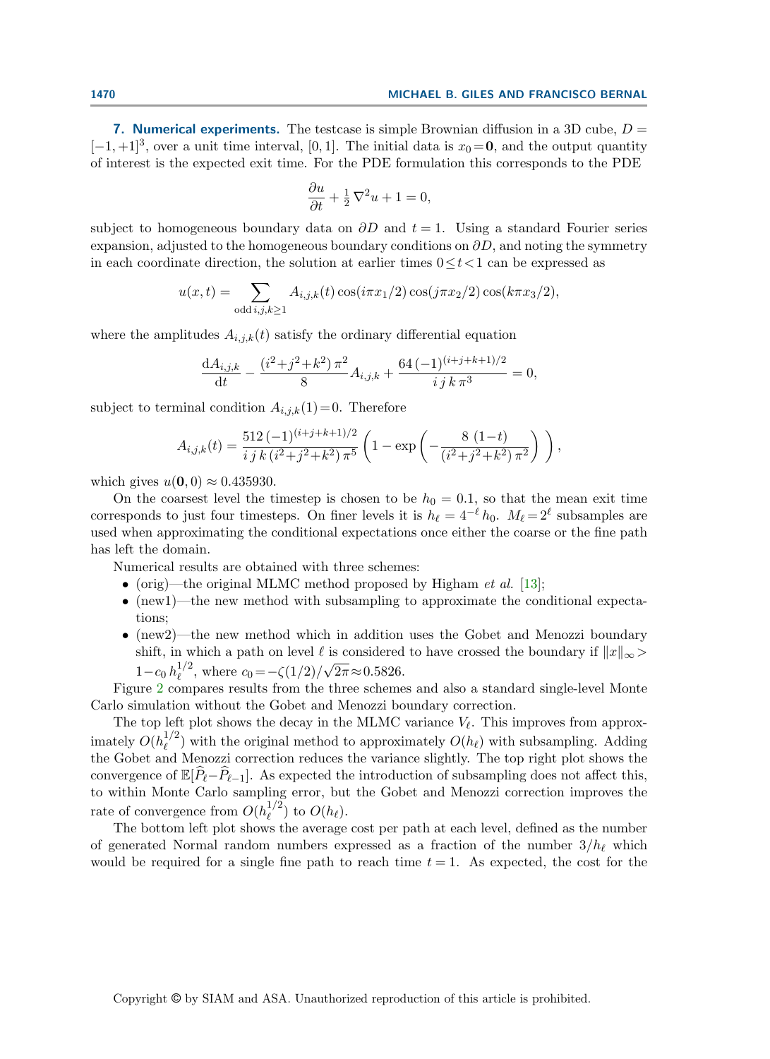## 7. Numerical experiments.

The testcase is simple Brownian diffusion in a 3D cube, $D = [-1,+1]^3$, over a unit time interval, $[0,1]$. The initial data is $x_0 = \mathbf{0}$, and the output quantity of interest is the expected exit time. For the PDE formulation this corresponds to the PDE

$$\frac{\partial u}{\partial t} + \tfrac{1}{2}\nabla^2 u + 1 = 0,$$

subject to homogeneous boundary data on $\partial D$ and $t=1$. Using a standard Fourier series expansion, adjusted to the homogeneous boundary conditions on $\partial D$, and noting the symmetry in each coordinate direction, the solution at earlier times $0 \leq t < 1$ can be expressed as

$$u(x,t) = \sum_{\text{odd}\, i,j,k \geq 1} A_{i,j,k}(t) \cos(i\pi x_1/2) \cos(j\pi x_2/2) \cos(k\pi x_3/2),$$

where the amplitudes $A_{i,j,k}(t)$ satisfy the ordinary differential equation

$$\frac{\mathrm{d}A_{i,j,k}}{\mathrm{d}t} - \frac{(i^2 + j^2 + k^2)\,\pi^2}{8} A_{i,j,k} + \frac{64\,(-1)^{(i+j+k+1)/2}}{i\,j\,k\,\pi^3} = 0,$$

subject to terminal condition $A_{i,j,k}(1) = 0$. Therefore

$$A_{i,j,k}(t) = \frac{512\,(-1)^{(i+j+k+1)/2}}{i\,j\,k\,(i^2+j^2+k^2)\,\pi^5} \left(1 - \exp\left(-\frac{8\,(1-t)}{(i^2+j^2+k^2)\,\pi^2}\right)\right),$$

which gives $u(\mathbf{0},0) \approx 0.435930$.

On the coarsest level the timestep is chosen to be $h_0 = 0.1$, so that the mean exit time corresponds to just four timesteps. On finer levels it is $h_\ell = 4^{-\ell} h_0$. $M_\ell = 2^\ell$ subsamples are used when approximating the conditional expectations once either the coarse or the fine path has left the domain.

Numerical results are obtained with three schemes:

- (orig)—the original MLMC method proposed by Higham *et al.* [13];
- (new1)—the new method with subsampling to approximate the conditional expectations;
- (new2)—the new method which in addition uses the Gobet and Menozzi boundary shift, in which a path on level $\ell$ is considered to have crossed the boundary if $\|x\|_\infty > 1 - c_0\, h_\ell^{1/2}$, where $c_0 = -\zeta(1/2)/\sqrt{2\pi} \approx 0.5826$.

Figure 2 compares results from the three schemes and also a standard single-level Monte Carlo simulation without the Gobet and Menozzi boundary correction.

The top left plot shows the decay in the MLMC variance $V_\ell$. This improves from approximately $O(h_\ell^{1/2})$ with the original method to approximately $O(h_\ell)$ with subsampling. Adding the Gobet and Menozzi correction reduces the variance slightly. The top right plot shows the convergence of $\mathbb{E}[\widehat{P}_\ell - \widehat{P}_{\ell-1}]$. As expected the introduction of subsampling does not affect this, to within Monte Carlo sampling error, but the Gobet and Menozzi correction improves the rate of convergence from $O(h_\ell^{1/2})$ to $O(h_\ell)$.

The bottom left plot shows the average cost per path at each level, defined as the number of generated Normal random numbers expressed as a fraction of the number $3/h_\ell$ which would be required for a single fine path to reach time $t=1$. As expected, the cost for the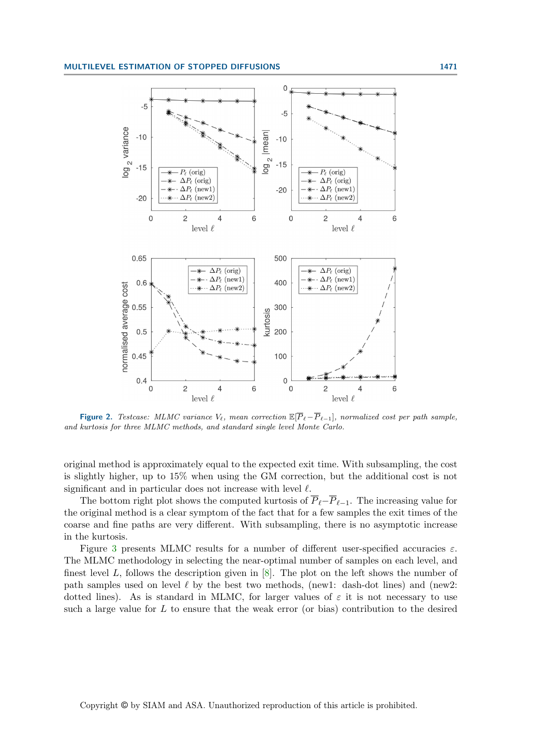**Figure 2.** *Testcase: MLMC variance $V_\ell$, mean correction $\mathbb{E}[\overline{P}_\ell - \overline{P}_{\ell-1}]$, normalized cost per path sample, and kurtosis for three MLMC methods, and standard single level Monte Carlo.*

original method is approximately equal to the expected exit time. With subsampling, the cost is slightly higher, up to 15% when using the GM correction, but the additional cost is not significant and in particular does not increase with level $\ell$.

The bottom right plot shows the computed kurtosis of $\overline{P}_\ell - \overline{P}_{\ell-1}$. The increasing value for the original method is a clear symptom of the fact that for a few samples the exit times of the coarse and fine paths are very different. With subsampling, there is no asymptotic increase in the kurtosis.

Figure 3 presents MLMC results for a number of different user-specified accuracies $\varepsilon$. The MLMC methodology in selecting the near-optimal number of samples on each level, and finest level $L$, follows the description given in [8]. The plot on the left shows the number of path samples used on level $\ell$ by the best two methods, (new1: dash-dot lines) and (new2: dotted lines). As is standard in MLMC, for larger values of $\varepsilon$ it is not necessary to use such a large value for $L$ to ensure that the weak error (or bias) contribution to the desired

Copyright © by SIAM and ASA. Unauthorized reproduction of this article is prohibited.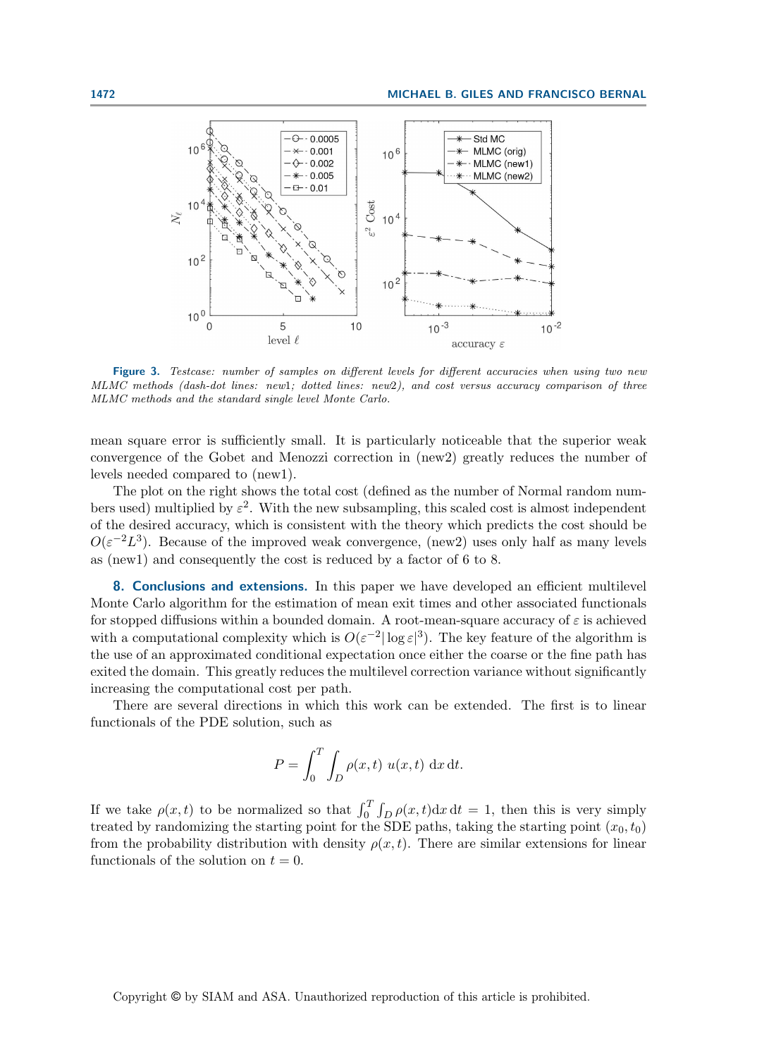**Figure 3.** *Testcase: number of samples on different levels for different accuracies when using two new MLMC methods (dash-dot lines: new1; dotted lines: new2), and cost versus accuracy comparison of three MLMC methods and the standard single level Monte Carlo.*

mean square error is sufficiently small. It is particularly noticeable that the superior weak convergence of the Gobet and Menozzi correction in (new2) greatly reduces the number of levels needed compared to (new1).

The plot on the right shows the total cost (defined as the number of Normal random numbers used) multiplied by $\varepsilon^2$. With the new subsampling, this scaled cost is almost independent of the desired accuracy, which is consistent with the theory which predicts the cost should be $O(\varepsilon^{-2}L^3)$. Because of the improved weak convergence, (new2) uses only half as many levels as (new1) and consequently the cost is reduced by a factor of 6 to 8.

## 8. Conclusions and extensions.

In this paper we have developed an efficient multilevel Monte Carlo algorithm for the estimation of mean exit times and other associated functionals for stopped diffusions within a bounded domain. A root-mean-square accuracy of $\varepsilon$ is achieved with a computational complexity which is $O(\varepsilon^{-2}|\log \varepsilon|^3)$. The key feature of the algorithm is the use of an approximated conditional expectation once either the coarse or the fine path has exited the domain. This greatly reduces the multilevel correction variance without significantly increasing the computational cost per path.

There are several directions in which this work can be extended. The first is to linear functionals of the PDE solution, such as

$$P = \int_0^T \int_D \rho(x,t)\; u(x,t)\; \mathrm{d}x\, \mathrm{d}t.$$

If we take $\rho(x,t)$ to be normalized so that $\int_0^T \int_D \rho(x,t) \mathrm{d}x\, \mathrm{d}t = 1$, then this is very simply treated by randomizing the starting point for the SDE paths, taking the starting point $(x_0, t_0)$ from the probability distribution with density $\rho(x,t)$. There are similar extensions for linear functionals of the solution on $t = 0$.

Copyright © by SIAM and ASA. Unauthorized reproduction of this article is prohibited.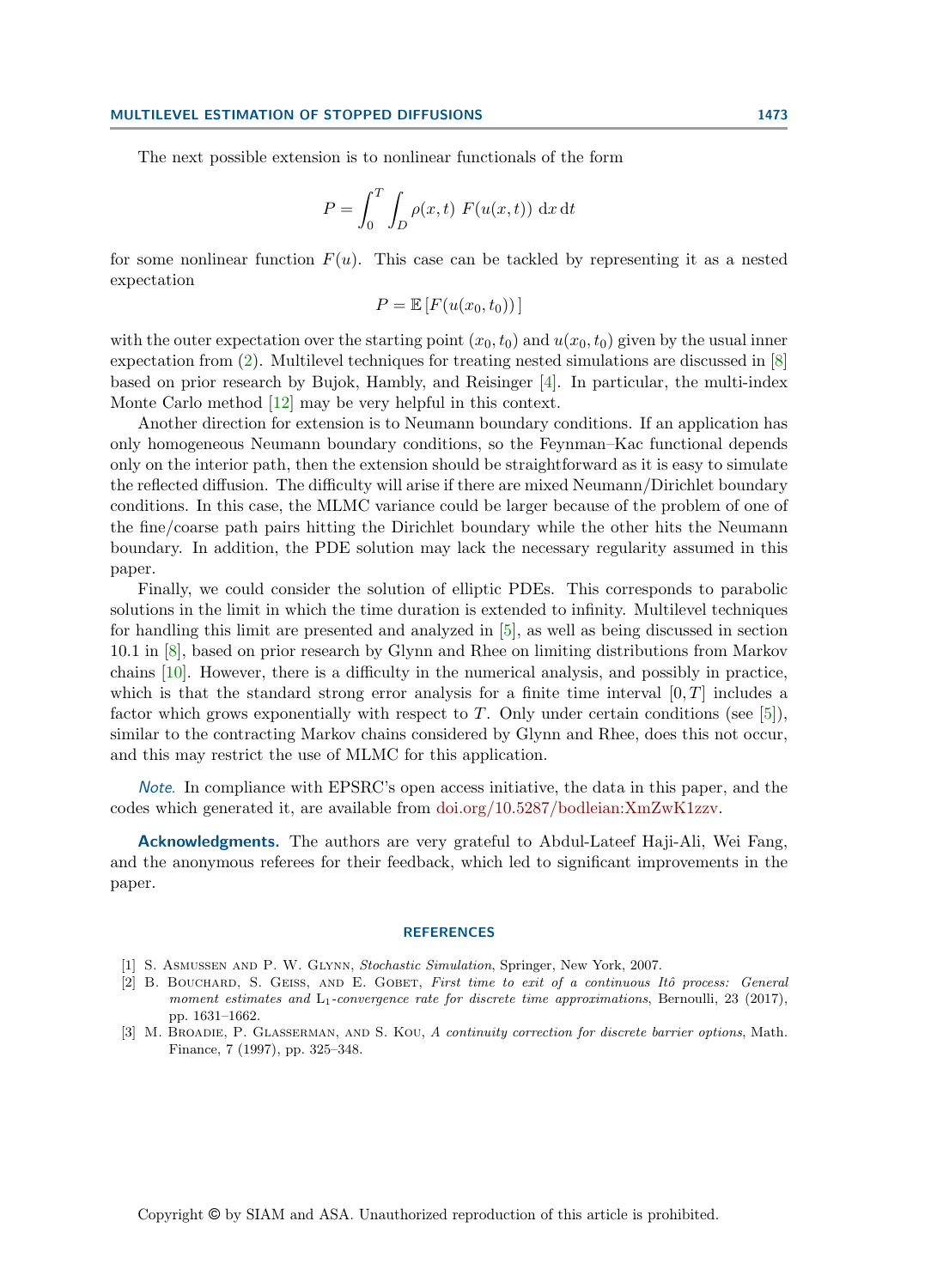The next possible extension is to nonlinear functionals of the form

$$P = \int_0^T \int_D \rho(x,t)\; F(u(x,t))\; \mathrm{d}x\, \mathrm{d}t$$

for some nonlinear function $F(u)$. This case can be tackled by representing it as a nested expectation

$$P = \mathbb{E}\left[F(u(x_0,t_0))\right]$$

with the outer expectation over the starting point $(x_0,t_0)$ and $u(x_0,t_0)$ given by the usual inner expectation from (2). Multilevel techniques for treating nested simulations are discussed in [8] based on prior research by Bujok, Hambly, and Reisinger [4]. In particular, the multi-index Monte Carlo method [12] may be very helpful in this context.

Another direction for extension is to Neumann boundary conditions. If an application has only homogeneous Neumann boundary conditions, so the Feynman–Kac functional depends only on the interior path, then the extension should be straightforward as it is easy to simulate the reflected diffusion. The difficulty will arise if there are mixed Neumann/Dirichlet boundary conditions. In this case, the MLMC variance could be larger because of the problem of one of the fine/coarse path pairs hitting the Dirichlet boundary while the other hits the Neumann boundary. In addition, the PDE solution may lack the necessary regularity assumed in this paper.

Finally, we could consider the solution of elliptic PDEs. This corresponds to parabolic solutions in the limit in which the time duration is extended to infinity. Multilevel techniques for handling this limit are presented and analyzed in [5], as well as being discussed in section 10.1 in [8], based on prior research by Glynn and Rhee on limiting distributions from Markov chains [10]. However, there is a difficulty in the numerical analysis, and possibly in practice, which is that the standard strong error analysis for a finite time interval $[0,T]$ includes a factor which grows exponentially with respect to $T$. Only under certain conditions (see [5]), similar to the contracting Markov chains considered by Glynn and Rhee, does this not occur, and this may restrict the use of MLMC for this application.

*Note.* In compliance with EPSRC's open access initiative, the data in this paper, and the codes which generated it, are available from doi.org/10.5287/bodleian:XmZwK1zzv.

**Acknowledgments.** The authors are very grateful to Abdul-Lateef Haji-Ali, Wei Fang, and the anonymous referees for their feedback, which led to significant improvements in the paper.

## REFERENCES

[1] S. Asmussen and P. W. Glynn, *Stochastic Simulation*, Springer, New York, 2007.

[2] B. Bouchard, S. Geiss, and E. Gobet, *First time to exit of a continuous Itô process: General moment estimates and $\mathrm{L}_1$-convergence rate for discrete time approximations*, Bernoulli, 23 (2017), pp. 1631–1662.

[3] M. Broadie, P. Glasserman, and S. Kou, *A continuity correction for discrete barrier options*, Math. Finance, 7 (1997), pp. 325–348.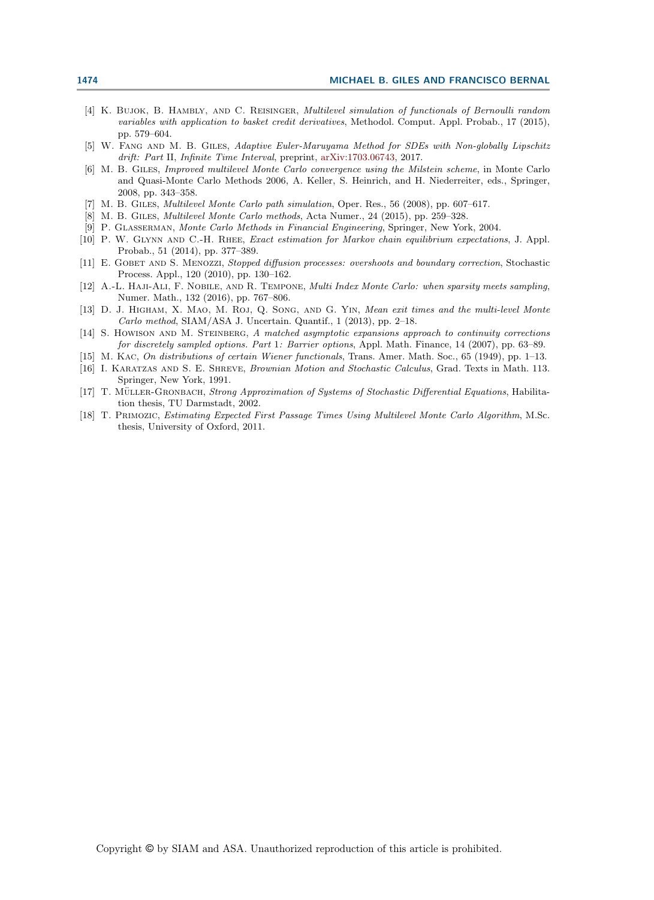[4] K. Bujok, B. Hambly, and C. Reisinger, *Multilevel simulation of functionals of Bernoulli random variables with application to basket credit derivatives*, Methodol. Comput. Appl. Probab., 17 (2015), pp. 579–604.

[5] W. Fang and M. B. Giles, *Adaptive Euler-Maruyama Method for SDEs with Non-globally Lipschitz drift: Part* II, *Infinite Time Interval*, preprint, arXiv:1703.06743, 2017.

[6] M. B. Giles, *Improved multilevel Monte Carlo convergence using the Milstein scheme*, in Monte Carlo and Quasi-Monte Carlo Methods 2006, A. Keller, S. Heinrich, and H. Niederreiter, eds., Springer, 2008, pp. 343–358.

[7] M. B. Giles, *Multilevel Monte Carlo path simulation*, Oper. Res., 56 (2008), pp. 607–617.

[8] M. B. Giles, *Multilevel Monte Carlo methods*, Acta Numer., 24 (2015), pp. 259–328.

[9] P. Glasserman, *Monte Carlo Methods in Financial Engineering*, Springer, New York, 2004.

[10] P. W. Glynn and C.-H. Rhee, *Exact estimation for Markov chain equilibrium expectations*, J. Appl. Probab., 51 (2014), pp. 377–389.

[11] E. Gobet and S. Menozzi, *Stopped diffusion processes: overshoots and boundary correction*, Stochastic Process. Appl., 120 (2010), pp. 130–162.

[12] A.-L. Haji-Ali, F. Nobile, and R. Tempone, *Multi Index Monte Carlo: when sparsity meets sampling*, Numer. Math., 132 (2016), pp. 767–806.

[13] D. J. Higham, X. Mao, M. Roj, Q. Song, and G. Yin, *Mean exit times and the multi-level Monte Carlo method*, SIAM/ASA J. Uncertain. Quantif., 1 (2013), pp. 2–18.

[14] S. Howison and M. Steinberg, *A matched asymptotic expansions approach to continuity corrections for discretely sampled options. Part* 1*: Barrier options*, Appl. Math. Finance, 14 (2007), pp. 63–89.

[15] M. Kac, *On distributions of certain Wiener functionals*, Trans. Amer. Math. Soc., 65 (1949), pp. 1–13.

[16] I. Karatzas and S. E. Shreve, *Brownian Motion and Stochastic Calculus*, Grad. Texts in Math. 113. Springer, New York, 1991.

[17] T. Müller-Gronbach, *Strong Approximation of Systems of Stochastic Differential Equations*, Habilitation thesis, TU Darmstadt, 2002.

[18] T. Primozic, *Estimating Expected First Passage Times Using Multilevel Monte Carlo Algorithm*, M.Sc. thesis, University of Oxford, 2011.